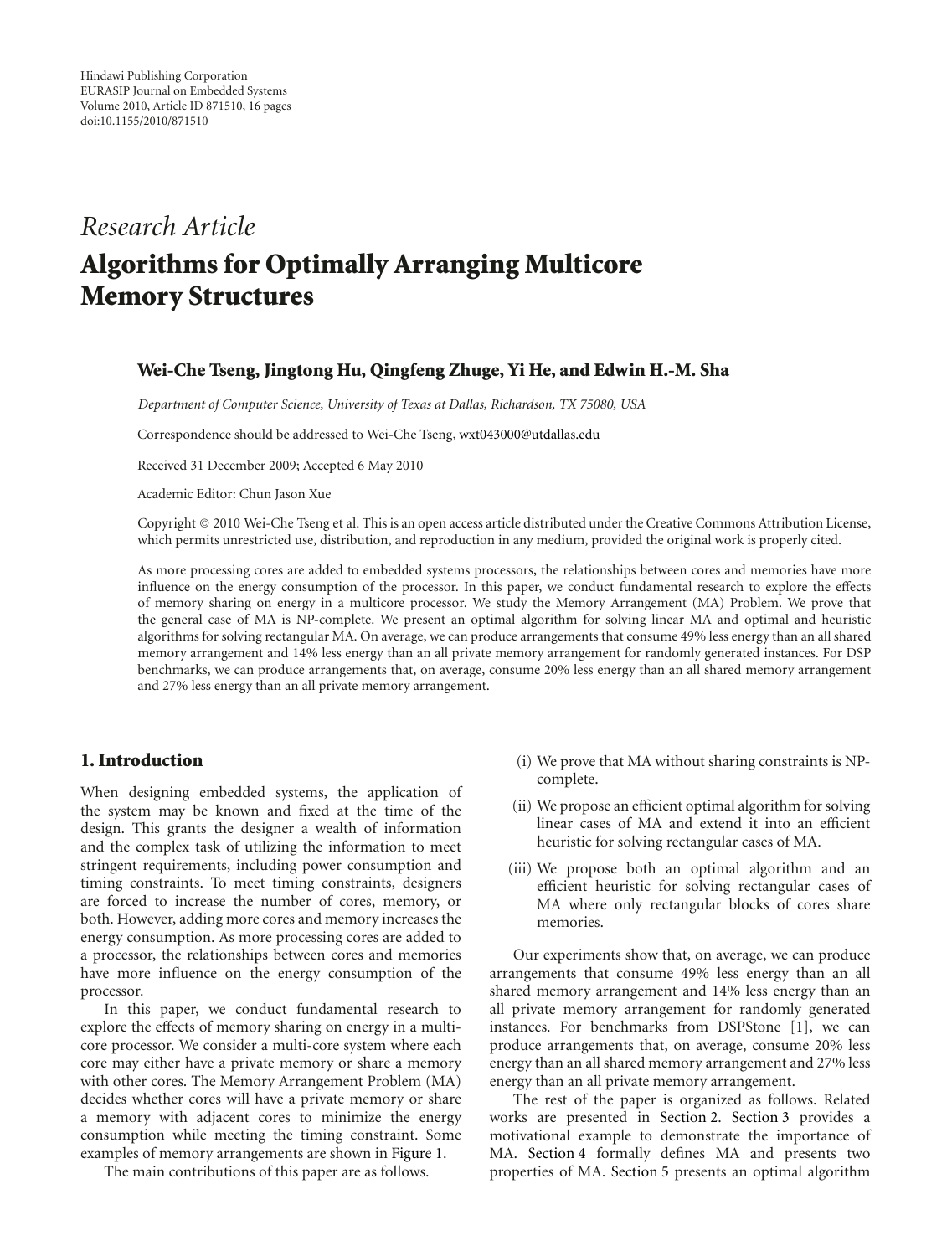Hindawi Publishing Corporation
EURASIP Journal on Embedded Systems
Volume 2010, Article ID 871510, 16 pages
doi:10.1155/2010/871510

*Research Article*

# Algorithms for Optimally Arranging Multicore Memory Structures

**Wei-Che Tseng, Jingtong Hu, Qingfeng Zhuge, Yi He, and Edwin H.-M. Sha**

*Department of Computer Science, University of Texas at Dallas, Richardson, TX 75080, USA*

Correspondence should be addressed to Wei-Che Tseng, wxt043000@utdallas.edu

Received 31 December 2009; Accepted 6 May 2010

Academic Editor: Chun Jason Xue

Copyright © 2010 Wei-Che Tseng et al. This is an open access article distributed under the Creative Commons Attribution License, which permits unrestricted use, distribution, and reproduction in any medium, provided the original work is properly cited.

As more processing cores are added to embedded systems processors, the relationships between cores and memories have more influence on the energy consumption of the processor. In this paper, we conduct fundamental research to explore the effects of memory sharing on energy in a multicore processor. We study the Memory Arrangement (MA) Problem. We prove that the general case of MA is NP-complete. We present an optimal algorithm for solving linear MA and optimal and heuristic algorithms for solving rectangular MA. On average, we can produce arrangements that consume 49% less energy than an all shared memory arrangement and 14% less energy than an all private memory arrangement for randomly generated instances. For DSP benchmarks, we can produce arrangements that, on average, consume 20% less energy than an all shared memory arrangement and 27% less energy than an all private memory arrangement.

## 1. Introduction

When designing embedded systems, the application of the system may be known and fixed at the time of the design. This grants the designer a wealth of information and the complex task of utilizing the information to meet stringent requirements, including power consumption and timing constraints. To meet timing constraints, designers are forced to increase the number of cores, memory, or both. However, adding more cores and memory increases the energy consumption. As more processing cores are added to a processor, the relationships between cores and memories have more influence on the energy consumption of the processor.

In this paper, we conduct fundamental research to explore the effects of memory sharing on energy in a multi-core processor. We consider a multi-core system where each core may either have a private memory or share a memory with other cores. The Memory Arrangement Problem (MA) decides whether cores will have a private memory or share a memory with adjacent cores to minimize the energy consumption while meeting the timing constraint. Some examples of memory arrangements are shown in Figure 1.

The main contributions of this paper are as follows.

(i) We prove that MA without sharing constraints is NP-complete.

(ii) We propose an efficient optimal algorithm for solving linear cases of MA and extend it into an efficient heuristic for solving rectangular cases of MA.

(iii) We propose both an optimal algorithm and an efficient heuristic for solving rectangular cases of MA where only rectangular blocks of cores share memories.

Our experiments show that, on average, we can produce arrangements that consume 49% less energy than an all shared memory arrangement and 14% less energy than an all private memory arrangement for randomly generated instances. For benchmarks from DSPStone [1], we can produce arrangements that, on average, consume 20% less energy than an all shared memory arrangement and 27% less energy than an all private memory arrangement.

The rest of the paper is organized as follows. Related works are presented in Section 2. Section 3 provides a motivational example to demonstrate the importance of MA. Section 4 formally defines MA and presents two properties of MA. Section 5 presents an optimal algorithm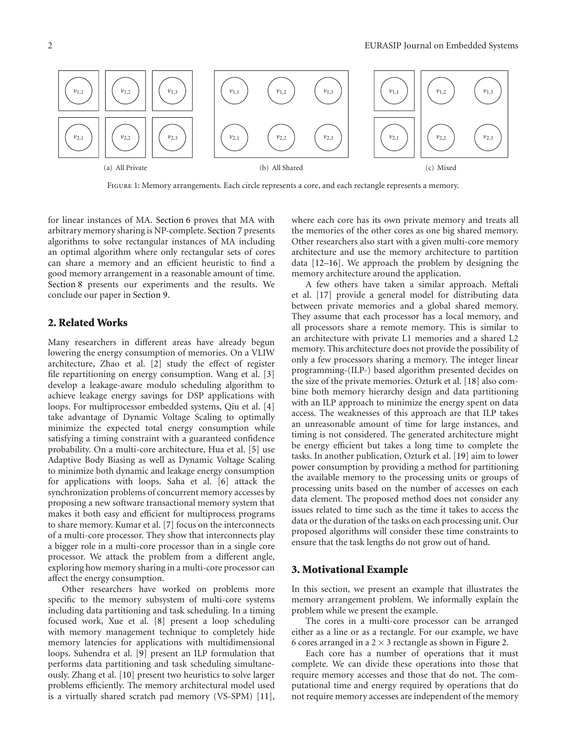FIGURE 1: Memory arrangements. Each circle represents a core, and each rectangle represents a memory.

(a) All Private (b) All Shared (c) Mixed

for linear instances of MA. Section 6 proves that MA with arbitrary memory sharing is NP-complete. Section 7 presents algorithms to solve rectangular instances of MA including an optimal algorithm where only rectangular sets of cores can share a memory and an efficient heuristic to find a good memory arrangement in a reasonable amount of time. Section 8 presents our experiments and the results. We conclude our paper in Section 9.

## 2. Related Works

Many researchers in different areas have already begun lowering the energy consumption of memories. On a VLIW architecture, Zhao et al. [2] study the effect of register file repartitioning on energy consumption. Wang et al. [3] develop a leakage-aware modulo scheduling algorithm to achieve leakage energy savings for DSP applications with loops. For multiprocessor embedded systems, Qiu et al. [4] take advantage of Dynamic Voltage Scaling to optimally minimize the expected total energy consumption while satisfying a timing constraint with a guaranteed confidence probability. On a multi-core architecture, Hua et al. [5] use Adaptive Body Biasing as well as Dynamic Voltage Scaling to minimize both dynamic and leakage energy consumption for applications with loops. Saha et al. [6] attack the synchronization problems of concurrent memory accesses by proposing a new software transactional memory system that makes it both easy and efficient for multiprocess programs to share memory. Kumar et al. [7] focus on the interconnects of a multi-core processor. They show that interconnects play a bigger role in a multi-core processor than in a single core processor. We attack the problem from a different angle, exploring how memory sharing in a multi-core processor can affect the energy consumption.

Other researchers have worked on problems more specific to the memory subsystem of multi-core systems including data partitioning and task scheduling. In a timing focused work, Xue et al. [8] present a loop scheduling with memory management technique to completely hide memory latencies for applications with multidimensional loops. Suhendra et al. [9] present an ILP formulation that performs data partitioning and task scheduling simultaneously. Zhang et al. [10] present two heuristics to solve larger problems efficiently. The memory architectural model used is a virtually shared scratch pad memory (VS-SPM) [11], where each core has its own private memory and treats all the memories of the other cores as one big shared memory. Other researchers also start with a given multi-core memory architecture and use the memory architecture to partition data [12–16]. We approach the problem by designing the memory architecture around the application.

A few others have taken a similar approach. Meftali et al. [17] provide a general model for distributing data between private memories and a global shared memory. They assume that each processor has a local memory, and all processors share a remote memory. This is similar to an architecture with private L1 memories and a shared L2 memory. This architecture does not provide the possibility of only a few processors sharing a memory. The integer linear programming-(ILP-) based algorithm presented decides on the size of the private memories. Ozturk et al. [18] also combine both memory hierarchy design and data partitioning with an ILP approach to minimize the energy spent on data access. The weaknesses of this approach are that ILP takes an unreasonable amount of time for large instances, and timing is not considered. The generated architecture might be energy efficient but takes a long time to complete the tasks. In another publication, Ozturk et al. [19] aim to lower power consumption by providing a method for partitioning the available memory to the processing units or groups of processing units based on the number of accesses on each data element. The proposed method does not consider any issues related to time such as the time it takes to access the data or the duration of the tasks on each processing unit. Our proposed algorithms will consider these time constraints to ensure that the task lengths do not grow out of hand.

## 3. Motivational Example

In this section, we present an example that illustrates the memory arrangement problem. We informally explain the problem while we present the example.

The cores in a multi-core processor can be arranged either as a line or as a rectangle. For our example, we have 6 cores arranged in a $2 \times 3$ rectangle as shown in Figure 2.

Each core has a number of operations that it must complete. We can divide these operations into those that require memory accesses and those that do not. The computational time and energy required by operations that do not require memory accesses are independent of the memory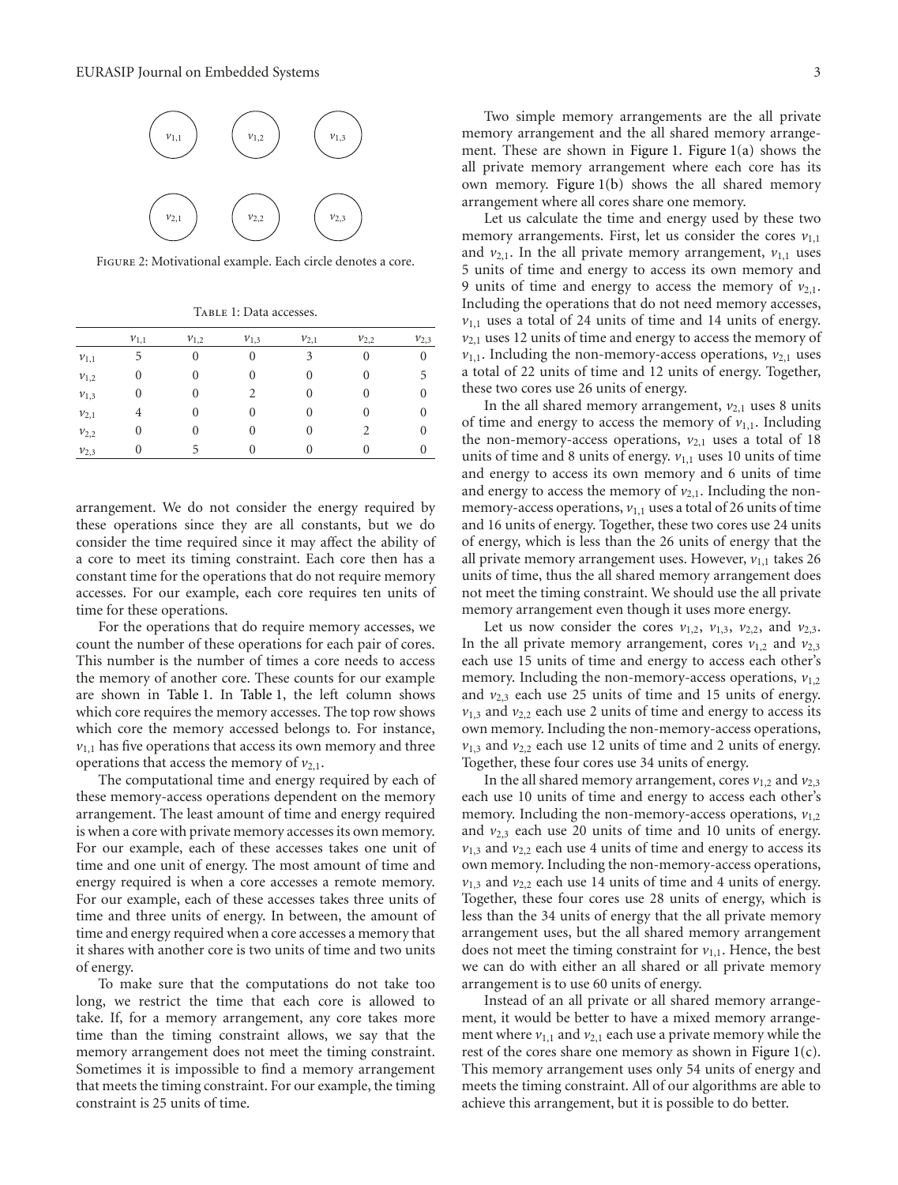Figure 2: Motivational example. Each circle denotes a core.

Table 1: Data accesses.

| | $v_{1,1}$ | $v_{1,2}$ | $v_{1,3}$ | $v_{2,1}$ | $v_{2,2}$ | $v_{2,3}$ |
|---|---|---|---|---|---|---|
| $v_{1,1}$ | 5 | 0 | 0 | 3 | 0 | 0 |
| $v_{1,2}$ | 0 | 0 | 0 | 0 | 0 | 5 |
| $v_{1,3}$ | 0 | 0 | 2 | 0 | 0 | 0 |
| $v_{2,1}$ | 4 | 0 | 0 | 0 | 0 | 0 |
| $v_{2,2}$ | 0 | 0 | 0 | 0 | 2 | 0 |
| $v_{2,3}$ | 0 | 5 | 0 | 0 | 0 | 0 |

arrangement. We do not consider the energy required by these operations since they are all constants, but we do consider the time required since it may affect the ability of a core to meet its timing constraint. Each core then has a constant time for the operations that do not require memory accesses. For our example, each core requires ten units of time for these operations.

For the operations that do require memory accesses, we count the number of these operations for each pair of cores. This number is the number of times a core needs to access the memory of another core. These counts for our example are shown in Table 1. In Table 1, the left column shows which core requires the memory accesses. The top row shows which core the memory accessed belongs to. For instance, $v_{1,1}$ has five operations that access its own memory and three operations that access the memory of $v_{2,1}$.

The computational time and energy required by each of these memory-access operations dependent on the memory arrangement. The least amount of time and energy required is when a core with private memory accesses its own memory. For our example, each of these accesses takes one unit of time and one unit of energy. The most amount of time and energy required is when a core accesses a remote memory. For our example, each of these accesses takes three units of time and three units of energy. In between, the amount of time and energy required when a core accesses a memory that it shares with another core is two units of time and two units of energy.

To make sure that the computations do not take too long, we restrict the time that each core is allowed to take. If, for a memory arrangement, any core takes more time than the timing constraint allows, we say that the memory arrangement does not meet the timing constraint. Sometimes it is impossible to find a memory arrangement that meets the timing constraint. For our example, the timing constraint is 25 units of time.

Two simple memory arrangements are the all private memory arrangement and the all shared memory arrangement. These are shown in Figure 1. Figure 1(a) shows the all private memory arrangement where each core has its own memory. Figure 1(b) shows the all shared memory arrangement where all cores share one memory.

Let us calculate the time and energy used by these two memory arrangements. First, let us consider the cores $v_{1,1}$ and $v_{2,1}$. In the all private memory arrangement, $v_{1,1}$ uses 5 units of time and energy to access its own memory and 9 units of time and energy to access the memory of $v_{2,1}$. Including the operations that do not need memory accesses, $v_{1,1}$ uses a total of 24 units of time and 14 units of energy. $v_{2,1}$ uses 12 units of time and energy to access the memory of $v_{1,1}$. Including the non-memory-access operations, $v_{2,1}$ uses a total of 22 units of time and 12 units of energy. Together, these two cores use 26 units of energy.

In the all shared memory arrangement, $v_{2,1}$ uses 8 units of time and energy to access the memory of $v_{1,1}$. Including the non-memory-access operations, $v_{2,1}$ uses a total of 18 units of time and 8 units of energy. $v_{1,1}$ uses 10 units of time and energy to access its own memory and 6 units of time and energy to access the memory of $v_{2,1}$. Including the non-memory-access operations, $v_{1,1}$ uses a total of 26 units of time and 16 units of energy. Together, these two cores use 24 units of energy, which is less than the 26 units of energy that the all private memory arrangement uses. However, $v_{1,1}$ takes 26 units of time, thus the all shared memory arrangement does not meet the timing constraint. We should use the all private memory arrangement even though it uses more energy.

Let us now consider the cores $v_{1,2}$, $v_{1,3}$, $v_{2,2}$, and $v_{2,3}$. In the all private memory arrangement, cores $v_{1,2}$ and $v_{2,3}$ each use 15 units of time and energy to access each other's memory. Including the non-memory-access operations, $v_{1,2}$ and $v_{2,3}$ each use 25 units of time and 15 units of energy. $v_{1,3}$ and $v_{2,2}$ each use 2 units of time and energy to access its own memory. Including the non-memory-access operations, $v_{1,3}$ and $v_{2,2}$ each use 12 units of time and 2 units of energy. Together, these four cores use 34 units of energy.

In the all shared memory arrangement, cores $v_{1,2}$ and $v_{2,3}$ each use 10 units of time and energy to access each other's memory. Including the non-memory-access operations, $v_{1,2}$ and $v_{2,3}$ each use 20 units of time and 10 units of energy. $v_{1,3}$ and $v_{2,2}$ each use 4 units of time and energy to access its own memory. Including the non-memory-access operations, $v_{1,3}$ and $v_{2,2}$ each use 14 units of time and 4 units of energy. Together, these four cores use 28 units of energy, which is less than the 34 units of energy that the all private memory arrangement uses, but the all shared memory arrangement does not meet the timing constraint for $v_{1,1}$. Hence, the best we can do with either an all shared or all private memory arrangement is to use 60 units of energy.

Instead of an all private or all shared memory arrangement, it would be better to have a mixed memory arrangement where $v_{1,1}$ and $v_{2,1}$ each use a private memory while the rest of the cores share one memory as shown in Figure 1(c). This memory arrangement uses only 54 units of energy and meets the timing constraint. All of our algorithms are able to achieve this arrangement, but it is possible to do better.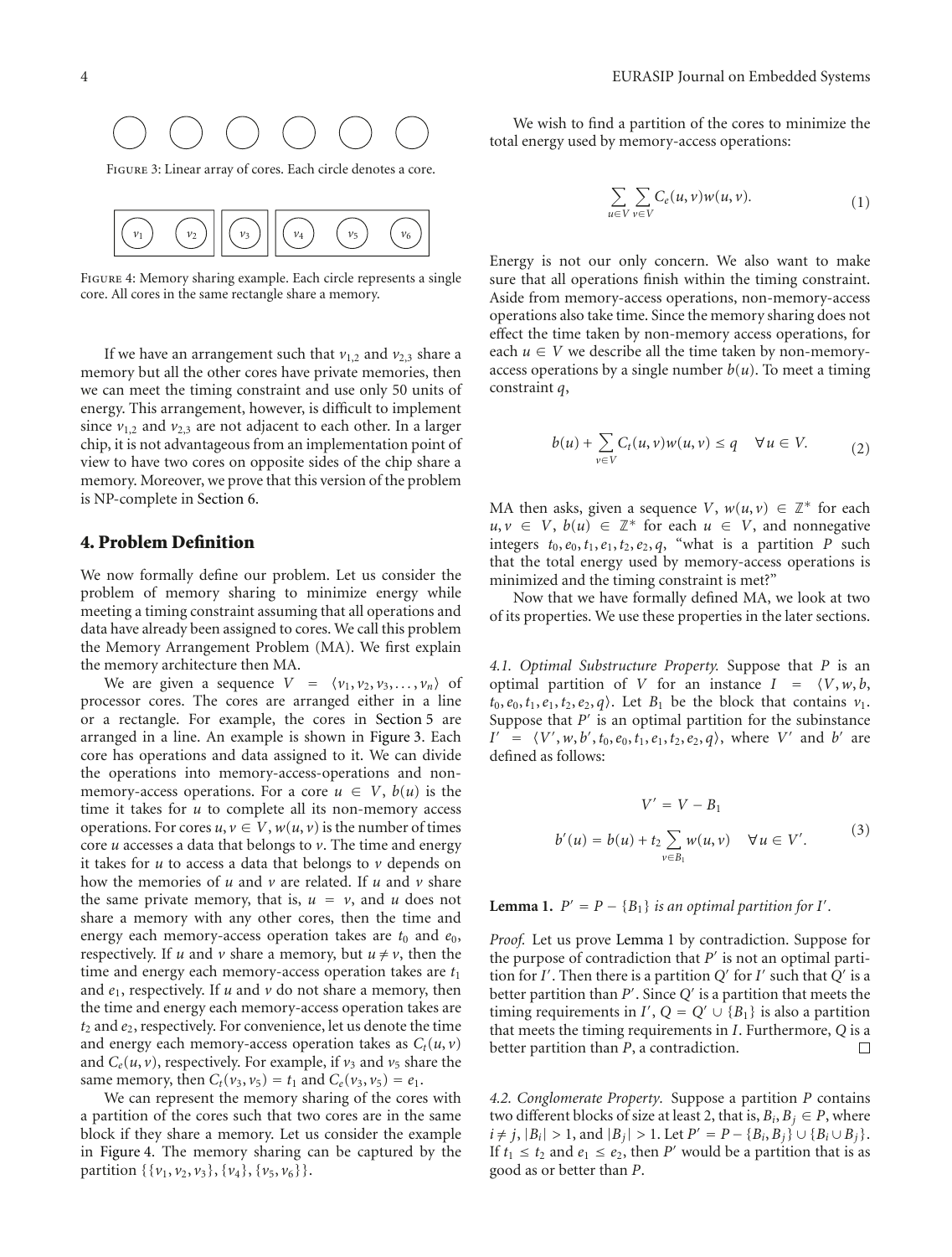Figure 3: Linear array of cores. Each circle denotes a core.

Figure 4: Memory sharing example. Each circle represents a single core. All cores in the same rectangle share a memory.

If we have an arrangement such that $v_{1,2}$ and $v_{2,3}$ share a memory but all the other cores have private memories, then we can meet the timing constraint and use only 50 units of energy. This arrangement, however, is difficult to implement since $v_{1,2}$ and $v_{2,3}$ are not adjacent to each other. In a larger chip, it is not advantageous from an implementation point of view to have two cores on opposite sides of the chip share a memory. Moreover, we prove that this version of the problem is NP-complete in Section 6.

## 4. Problem Definition

We now formally define our problem. Let us consider the problem of memory sharing to minimize energy while meeting a timing constraint assuming that all operations and data have already been assigned to cores. We call this problem the Memory Arrangement Problem (MA). We first explain the memory architecture then MA.

We are given a sequence $V = \langle v_1, v_2, v_3, \dots, v_n \rangle$ of processor cores. The cores are arranged either in a line or a rectangle. For example, the cores in Section 5 are arranged in a line. An example is shown in Figure 3. Each core has operations and data assigned to it. We can divide the operations into memory-access-operations and non-memory-access operations. For a core $u \in V$, $b(u)$ is the time it takes for $u$ to complete all its non-memory access operations. For cores $u, v \in V$, $w(u, v)$ is the number of times core $u$ accesses a data that belongs to $v$. The time and energy it takes for $u$ to access a data that belongs to $v$ depends on how the memories of $u$ and $v$ are related. If $u$ and $v$ share the same private memory, that is, $u = v$, and $u$ does not share a memory with any other cores, then the time and energy each memory-access operation takes are $t_0$ and $e_0$, respectively. If $u$ and $v$ share a memory, but $u \neq v$, then the time and energy each memory-access operation takes are $t_1$ and $e_1$, respectively. If $u$ and $v$ do not share a memory, then the time and energy each memory-access operations takes are $t_2$ and $e_2$, respectively. For convenience, let us denote the time and energy each memory-access operation takes as $C_t(u, v)$ and $C_e(u, v)$, respectively. For example, if $v_3$ and $v_5$ share the same memory, then $C_t(v_3, v_5) = t_1$ and $C_e(v_3, v_5) = e_1$.

We can represent the memory sharing of the cores with a partition of the cores such that two cores are in the same block if they share a memory. Let us consider the example in Figure 4. The memory sharing can be captured by the partition $\{\{v_1, v_2, v_3\}, \{v_4\}, \{v_5, v_6\}\}$.

We wish to find a partition of the cores to minimize the total energy used by memory-access operations:

$$\sum_{u \in V} \sum_{v \in V} C_e(u, v) w(u, v). \tag{1}$$

Energy is not our only concern. We also want to make sure that all operations finish within the timing constraint. Aside from memory-access operations, non-memory-access operations also take time. Since the memory sharing does not effect the time taken by non-memory access operations, for each $u \in V$ we describe all the time taken by non-memory-access operations by a single number $b(u)$. To meet a timing constraint $q$,

$$b(u) + \sum_{v \in V} C_t(u, v) w(u, v) \leq q \quad \forall u \in V. \tag{2}$$

MA then asks, given a sequence $V$, $w(u, v) \in \mathbb{Z}^*$ for each $u, v \in V$, $b(u) \in \mathbb{Z}^*$ for each $u \in V$, and nonnegative integers $t_0, e_0, t_1, e_1, t_2, e_2, q$, "what is a partition $P$ such that the total energy used by memory-access operations is minimized and the timing constraint is met?"

Now that we have formally defined MA, we look at two of its properties. We use these properties in the later sections.

*4.1. Optimal Substructure Property.* Suppose that $P$ is an optimal partition of $V$ for an instance $I = \langle V, w, b, t_0, e_0, t_1, e_1, t_2, e_2, q \rangle$. Let $B_1$ be the block that contains $v_1$. Suppose that $P'$ is an optimal partition for the subinstance $I' = \langle V', w, b', t_0, e_0, t_1, e_1, t_2, e_2, q \rangle$, where $V'$ and $b'$ are defined as follows:

$$V' = V - B_1$$
$$b'(u) = b(u) + t_2 \sum_{v \in B_1} w(u, v) \quad \forall u \in V'. \tag{3}$$

**Lemma 1.** *$P' = P - \{B_1\}$ is an optimal partition for $I'$.*

*Proof.* Let us prove Lemma 1 by contradiction. Suppose for the purpose of contradiction that $P'$ is not an optimal partition for $I'$. Then there is a partition $Q'$ for $I'$ such that $Q'$ is a better partition than $P'$. Since $Q'$ is a partition that meets the timing requirements in $I'$, $Q = Q' \cup \{B_1\}$ is also a partition that meets the timing requirements in $I$. Furthermore, $Q$ is a better partition than $P$, a contradiction. □

*4.2. Conglomerate Property.* Suppose a partition $P$ contains two different blocks of size at least 2, that is, $B_i, B_j \in P$, where $i \neq j$, $|B_i| > 1$, and $|B_j| > 1$. Let $P' = P - \{B_i, B_j\} \cup \{B_i \cup B_j\}$. If $t_1 \leq t_2$ and $e_1 \leq e_2$, then $P'$ would be a partition that is as good as or better than $P$.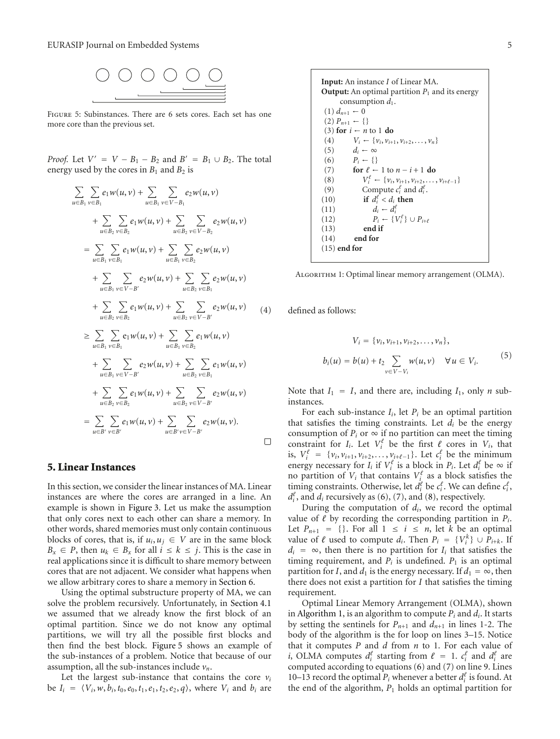Figure 5: Subinstances. There are 6 sets cores. Each set has one more core than the previous set.

*Proof.* Let $V' = V - B_1 - B_2$ and $B' = B_1 \cup B_2$. The total energy used by the cores in $B_1$ and $B_2$ is

$$
\begin{aligned}
&\sum_{u\in B_1}\sum_{v\in B_1} e_1 w(u,v) + \sum_{u\in B_1}\sum_{v\in V-B_1} e_2 w(u,v) \\
&\quad + \sum_{u\in B_2}\sum_{v\in B_2} e_1 w(u,v) + \sum_{u\in B_2}\sum_{v\in V-B_2} e_2 w(u,v) \\
&= \sum_{u\in B_1}\sum_{v\in B_1} e_1 w(u,v) + \sum_{u\in B_1}\sum_{v\in B_2} e_2 w(u,v) \\
&\quad + \sum_{u\in B_1}\sum_{v\in V-B'} e_2 w(u,v) + \sum_{u\in B_2}\sum_{v\in B_1} e_2 w(u,v) \\
&\quad + \sum_{u\in B_2}\sum_{v\in B_2} e_1 w(u,v) + \sum_{u\in B_2}\sum_{v\in V-B'} e_2 w(u,v) \\
&\geq \sum_{u\in B_1}\sum_{v\in B_1} e_1 w(u,v) + \sum_{u\in B_1}\sum_{v\in B_2} e_1 w(u,v) \\
&\quad + \sum_{u\in B_1}\sum_{v\in V-B'} e_2 w(u,v) + \sum_{u\in B_2}\sum_{v\in B_1} e_1 w(u,v) \\
&\quad + \sum_{u\in B_2}\sum_{v\in B_2} e_1 w(u,v) + \sum_{u\in B_2}\sum_{v\in V-B'} e_2 w(u,v) \\
&= \sum_{u\in B'}\sum_{v\in B'} e_1 w(u,v) + \sum_{u\in B'}\sum_{v\in V-B'} e_2 w(u,v).
\end{aligned}
\tag{4}
$$

□

## 5. Linear Instances

In this section, we consider the linear instances of MA. Linear instances are where the cores are arranged in a line. An example is shown in Figure 3. Let us make the assumption that only cores next to each other can share a memory. In other words, shared memories must only contain continuous blocks of cores, that is, if $u_i, u_j \in V$ are in the same block $B_x \in P$, then $u_k \in B_x$ for all $i \leq k \leq j$. This is the case in real applications since it is difficult to share memory between cores that are not adjacent. We consider what happens when we allow arbitrary cores to share a memory in Section 6.

Using the optimal substructure property of MA, we can solve the problem recursively. Unfortunately, in Section 4.1 we assumed that we already know the first block of an optimal partition. Since we do not know any optimal partitions, we will try all the possible first blocks and then find the best block. Figure 5 shows an example of the sub-instances of a problem. Notice that because of our assumption, all the sub-instances include $v_n$.

Let the largest sub-instance that contains the core $v_i$ be $I_i = \langle V_i, w, b_i, t_0, e_0, t_1, e_1, t_2, e_2, q\rangle$, where $V_i$ and $b_i$ are defined as follows:

$$
\begin{aligned}
V_i &= \{v_i, v_{i+1}, v_{i+2}, \ldots, v_n\}, \\
b_i(u) &= b(u) + t_2 \sum_{v\in V-V_i} w(u,v) \quad \forall u \in V_i.
\end{aligned}
\tag{5}
$$

Note that $I_1 = I$, and there are, including $I_1$, only $n$ sub-instances.

For each sub-instance $I_i$, let $P_i$ be an optimal partition that satisfies the timing constraints. Let $d_i$ be the energy consumption of $P_i$ or $\infty$ if no partition can meet the timing constraint for $I_i$. Let $V_i^\ell$ be the first $\ell$ cores in $V_i$, that is, $V_i^\ell = \{v_i, v_{i+1}, v_{i+2}, \ldots, v_{i+\ell-1}\}$. Let $c_i^\ell$ be the minimum energy necessary for $I_i$ if $V_i^\ell$ is a block in $P_i$. Let $d_i^\ell$ be $\infty$ if no partition of $V_i$ that contains $V_i^\ell$ as a block satisfies the timing constraints. Otherwise, let $d_i^\ell$ be $c_i^\ell$. We can define $c_i^\ell$, $d_i^\ell$, and $d_i$ recursively as (6), (7), and (8), respectively.

During the computation of $d_i$, we record the optimal value of $\ell$ by recording the corresponding partition in $P_i$. Let $P_{n+1} = \{\}$. For all $1 \leq i \leq n$, let $k$ be an optimal value of $\ell$ used to compute $d_i$. Then $P_i = \{V_i^k\} \cup P_{i+k}$. If $d_i = \infty$, then there is no partition for $I_i$ that satisfies the timing requirement, and $P_i$ is undefined. $P_1$ is an optimal partition for $I$, and $d_1$ is the energy necessary. If $d_1 = \infty$, then there does not exist a partition for $I$ that satisfies the timing requirement.

Optimal Linear Memory Arrangement (OLMA), shown in Algorithm 1, is an algorithm to compute $P_i$ and $d_i$. It starts by setting the sentinels for $P_{n+1}$ and $d_{n+1}$ in lines 1-2. The body of the algorithm is the for loop on lines 3–15. Notice that it computes $P$ and $d$ from $n$ to 1. For each value of $i$, OLMA computes $d_i^\ell$ starting from $\ell = 1$. $c_i^\ell$ and $d_i^\ell$ are computed according to equations (6) and (7) on line 9. Lines 10–13 record the optimal $P_i$ whenever a better $d_i^\ell$ is found. At the end of the algorithm, $P_1$ holds an optimal partition for

```
Input: An instance I of Linear MA.
Output: An optimal partition P_1 and its energy
        consumption d_1.
 (1) d_{n+1} ← 0
 (2) P_{n+1} ← {}
 (3) for i ← n to 1 do
 (4)     V_i ← {v_i, v_{i+1}, v_{i+2}, ..., v_n}
 (5)     d_i ← ∞
 (6)     P_i ← {}
 (7)     for ℓ ← 1 to n − i + 1 do
 (8)         V_i^ℓ ← {v_i, v_{i+1}, v_{i+2}, ..., v_{i+ℓ−1}}
 (9)         Compute c_i^ℓ and d_i^ℓ.
(10)         if d_i^ℓ < d_i then
(11)             d_i ← d_i^ℓ
(12)             P_i ← {V_i^ℓ} ∪ P_{i+ℓ}
(13)         end if
(14)     end for
(15) end for
```

Algorithm 1: Optimal linear memory arrangement (OLMA).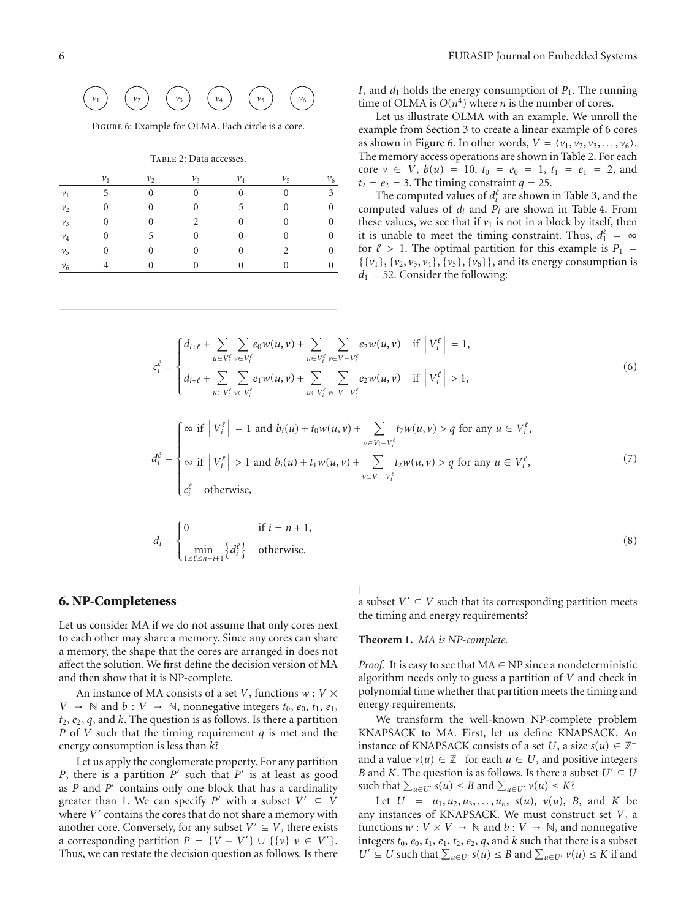Figure 6: Example for OLMA. Each circle is a core.

Table 2: Data accesses.

| | $v_1$ | $v_2$ | $v_3$ | $v_4$ | $v_5$ | $v_6$ |
|---|---|---|---|---|---|---|
| $v_1$ | 5 | 0 | 0 | 0 | 0 | 3 |
| $v_2$ | 0 | 0 | 0 | 5 | 0 | 0 |
| $v_3$ | 0 | 0 | 2 | 0 | 0 | 0 |
| $v_4$ | 0 | 5 | 0 | 0 | 0 | 0 |
| $v_5$ | 0 | 0 | 0 | 0 | 2 | 0 |
| $v_6$ | 4 | 0 | 0 | 0 | 0 | 0 |

$I$, and $d_1$ holds the energy consumption of $P_1$. The running time of OLMA is $O(n^4)$ where $n$ is the number of cores.

Let us illustrate OLMA with an example. We unroll the example from Section 3 to create a linear example of 6 cores as shown in Figure 6. In other words, $V = \langle v_1, v_2, v_3, \ldots, v_6 \rangle$. The memory access operations are shown in Table 2. For each core $v \in V$, $b(u) = 10$. $t_0 = e_0 = 1$, $t_1 = e_1 = 2$, and $t_2 = e_2 = 3$. The timing constraint $q = 25$.

The computed values of $d_i^\ell$ are shown in Table 3, and the computed values of $d_i$ and $P_i$ are shown in Table 4. From these values, we see that if $v_1$ is not in a block by itself, then it is unable to meet the timing constraint. Thus, $d_1^\ell = \infty$ for $\ell > 1$. The optimal partition for this example is $P_1 = \{\{v_1\}, \{v_2, v_3, v_4\}, \{v_5\}, \{v_6\}\}$, and its energy consumption is $d_1 = 52$. Consider the following:

$$c_i^\ell = \begin{cases} d_{i+\ell} + \sum\limits_{u \in V_i^\ell} \sum\limits_{v \in V_i^\ell} e_0 w(u,v) + \sum\limits_{u \in V_i^\ell} \sum\limits_{v \in V - V_i^\ell} e_2 w(u,v) & \text{if } \left|V_i^\ell\right| = 1, \\ d_{i+\ell} + \sum\limits_{u \in V_i^\ell} \sum\limits_{v \in V_i^\ell} e_1 w(u,v) + \sum\limits_{u \in V_i^\ell} \sum\limits_{v \in V - V_i^\ell} e_2 w(u,v) & \text{if } \left|V_i^\ell\right| > 1, \end{cases} \tag{6}$$

$$d_i^\ell = \begin{cases} \infty \ \text{if } \left|V_i^\ell\right| = 1 \text{ and } b_i(u) + t_0 w(u,v) + \sum\limits_{v \in V_i - V_i^\ell} t_2 w(u,v) > q \text{ for any } u \in V_i^\ell, \\ \infty \ \text{if } \left|V_i^\ell\right| > 1 \text{ and } b_i(u) + t_1 w(u,v) + \sum\limits_{v \in V_i - V_i^\ell} t_2 w(u,v) > q \text{ for any } u \in V_i^\ell, \\ c_i^\ell \quad \text{otherwise,} \end{cases} \tag{7}$$

$$d_i = \begin{cases} 0 & \text{if } i = n+1, \\ \min\limits_{1 \le \ell \le n-i+1} \left\{ d_i^\ell \right\} & \text{otherwise.} \end{cases} \tag{8}$$

## 6. NP-Completeness

Let us consider MA if we do not assume that only cores next to each other may share a memory. Since any cores can share a memory, the shape that the cores are arranged in does not affect the solution. We first define the decision version of MA and then show that it is NP-complete.

An instance of MA consists of a set $V$, functions $w : V \times V \to \mathbb{N}$ and $b : V \to \mathbb{N}$, nonnegative integers $t_0$, $e_0$, $t_1$, $e_1$, $t_2$, $e_2$, $q$, and $k$. The question is as follows. Is there a partition $P$ of $V$ such that the timing requirement $q$ is met and the energy consumption is less than $k$?

Let us apply the conglomerate property. For any partition $P$, there is a partition $P'$ such that $P'$ is at least as good as $P$ and $P'$ contains only one block that has a cardinality greater than 1. We can specify $P'$ with a subset $V' \subseteq V$ where $V'$ contains the cores that do not share a memory with another core. Conversely, for any subset $V' \subseteq V$, there exists a corresponding partition $P = \{V - V'\} \cup \{\{v\} \mid v \in V'\}$. Thus, we can restate the decision question as follows. Is there a subset $V' \subseteq V$ such that its corresponding partition meets the timing and energy requirements?

**Theorem 1.** *MA is NP-complete.*

*Proof.* It is easy to see that MA $\in$ NP since a nondeterministic algorithm needs only to guess a partition of $V$ and check in polynomial time whether that partition meets the timing and energy requirements.

We transform the well-known NP-complete problem KNAPSACK to MA. First, let us define KNAPSACK. An instance of KNAPSACK consists of a set $U$, a size $s(u) \in \mathbb{Z}^+$ and a value $v(u) \in \mathbb{Z}^+$ for each $u \in U$, and positive integers $B$ and $K$. The question is as follows. Is there a subset $U' \subseteq U$ such that $\sum_{u \in U'} s(u) \le B$ and $\sum_{u \in U'} v(u) \le K$?

Let $U = u_1, u_2, u_3, \ldots, u_n$, $s(u)$, $v(u)$, $B$, and $K$ be any instances of KNAPSACK. We must construct set $V$, a functions $w : V \times V \to \mathbb{N}$ and $b : V \to \mathbb{N}$, and nonnegative integers $t_0$, $e_0$, $t_1$, $e_1$, $t_2$, $e_2$, $q$, and $k$ such that there is a subset $U' \subseteq U$ such that $\sum_{u \in U'} s(u) \le B$ and $\sum_{u \in U'} v(u) \le K$ if and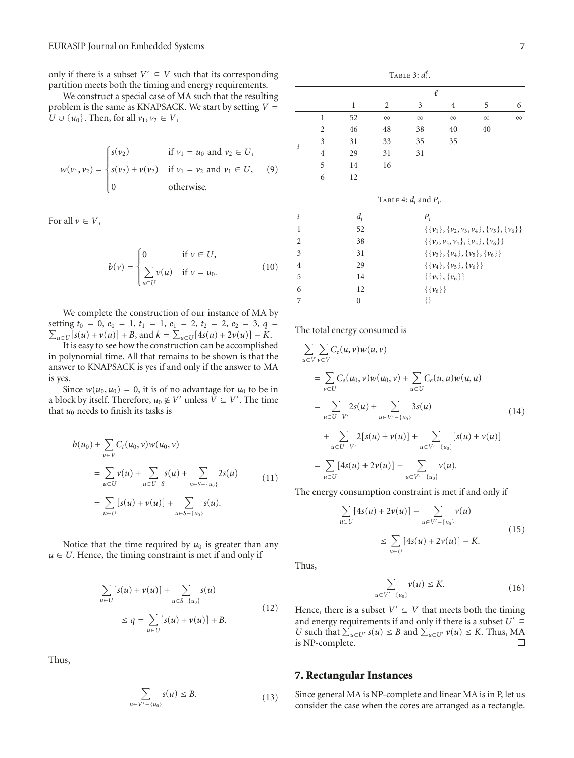only if there is a subset $V' \subseteq V$ such that its corresponding partition meets both the timing and energy requirements.

We construct a special case of MA such that the resulting problem is the same as KNAPSACK. We start by setting $V = U \cup \{u_0\}$. Then, for all $v_1, v_2 \in V$,

$$w(v_1, v_2) = \begin{cases} s(v_2) & \text{if } v_1 = u_0 \text{ and } v_2 \in U, \\ s(v_2) + v(v_2) & \text{if } v_1 = v_2 \text{ and } v_1 \in U, \\ 0 & \text{otherwise.} \end{cases} \tag{9}$$

For all $v \in V$,

$$b(v) = \begin{cases} 0 & \text{if } v \in U, \\ \sum_{u \in U} v(u) & \text{if } v = u_0. \end{cases} \tag{10}$$

We complete the construction of our instance of MA by setting $t_0 = 0$, $e_0 = 1$, $t_1 = 1$, $e_1 = 2$, $t_2 = 2$, $e_2 = 3$, $q = \sum_{u \in U}[s(u) + v(u)] + B$, and $k = \sum_{u \in U}[4s(u) + 2v(u)] - K$.

It is easy to see how the construction can be accomplished in polynomial time. All that remains to be shown is that the answer to KNAPSACK is yes if and only if the answer to MA is yes.

Since $w(u_0, u_0) = 0$, it is of no advantage for $u_0$ to be in a block by itself. Therefore, $u_0 \notin V'$ unless $V \subseteq V'$. The time that $u_0$ needs to finish its tasks is

$$\begin{aligned} b(u_0) + \sum_{v \in V} C_t(u_0, v) w(u_0, v) &= \sum_{u \in U} v(u) + \sum_{u \in U - S} s(u) + \sum_{u \in S - \{u_0\}} 2s(u) \\ &= \sum_{u \in U} [s(u) + v(u)] + \sum_{u \in S - \{u_0\}} s(u). \end{aligned} \tag{11}$$

Notice that the time required by $u_0$ is greater than any $u \in U$. Hence, the timing constraint is met if and only if

$$\sum_{u \in U} [s(u) + v(u)] + \sum_{u \in S - \{u_0\}} s(u) \leq q = \sum_{u \in U} [s(u) + v(u)] + B. \tag{12}$$

Thus,

$$\sum_{u \in V' - \{u_0\}} s(u) \leq B. \tag{13}$$

Table 3: $d_i^\ell$.

| | | $\ell$ | | | | | |
|---|---|---|---|---|---|---|---|
| | | 1 | 2 | 3 | 4 | 5 | 6 |
| $i$ | 1 | 52 | $\infty$ | $\infty$ | $\infty$ | $\infty$ | $\infty$ |
| | 2 | 46 | 48 | 38 | 40 | 40 | |
| | 3 | 31 | 33 | 35 | 35 | | |
| | 4 | 29 | 31 | 31 | | | |
| | 5 | 14 | 16 | | | | |
| | 6 | 12 | | | | | |

Table 4: $d_i$ and $P_i$.

| $i$ | $d_i$ | $P_i$ |
|---|---|---|
| 1 | 52 | $\{\{v_1\}, \{v_2, v_3, v_4\}, \{v_5\}, \{v_6\}\}$ |
| 2 | 38 | $\{\{v_2, v_3, v_4\}, \{v_5\}, \{v_6\}\}$ |
| 3 | 31 | $\{\{v_3\}, \{v_4\}, \{v_5\}, \{v_6\}\}$ |
| 4 | 29 | $\{\{v_4\}, \{v_5\}, \{v_6\}\}$ |
| 5 | 14 | $\{\{v_5\}, \{v_6\}\}$ |
| 6 | 12 | $\{\{v_6\}\}$ |
| 7 | 0 | $\{\}$ |

The total energy consumed is

$$\begin{aligned} \sum_{u \in V} \sum_{v \in V} C_e(u, v) w(u, v) &= \sum_{v \in U} C_e(u_0, v) w(u_0, v) + \sum_{u \in U} C_e(u, u) w(u, u) \\ &= \sum_{u \in U - V'} 2s(u) + \sum_{u \in V' - \{u_0\}} 3s(u) \\ &\quad + \sum_{u \in U - V'} 2[s(u) + v(u)] + \sum_{u \in V' - \{u_0\}} [s(u) + v(u)] \\ &= \sum_{u \in U} [4s(u) + 2v(u)] - \sum_{u \in V' - \{u_0\}} v(u). \end{aligned} \tag{14}$$

The energy consumption constraint is met if and only if

$$\sum_{u \in U} [4s(u) + 2v(u)] - \sum_{u \in V' - \{u_0\}} v(u) \leq \sum_{u \in U} [4s(u) + 2v(u)] - K. \tag{15}$$

Thus,

$$\sum_{u \in V' - \{u_0\}} v(u) \leq K. \tag{16}$$

Hence, there is a subset $V' \subseteq V$ that meets both the timing and energy requirements if and only if there is a subset $U' \subseteq U$ such that $\sum_{u \in U'} s(u) \leq B$ and $\sum_{u \in U'} v(u) \leq K$. Thus, MA is NP-complete. □

## 7. Rectangular Instances

Since general MA is NP-complete and linear MA is in P, let us consider the case when the cores are arranged as a rectangle.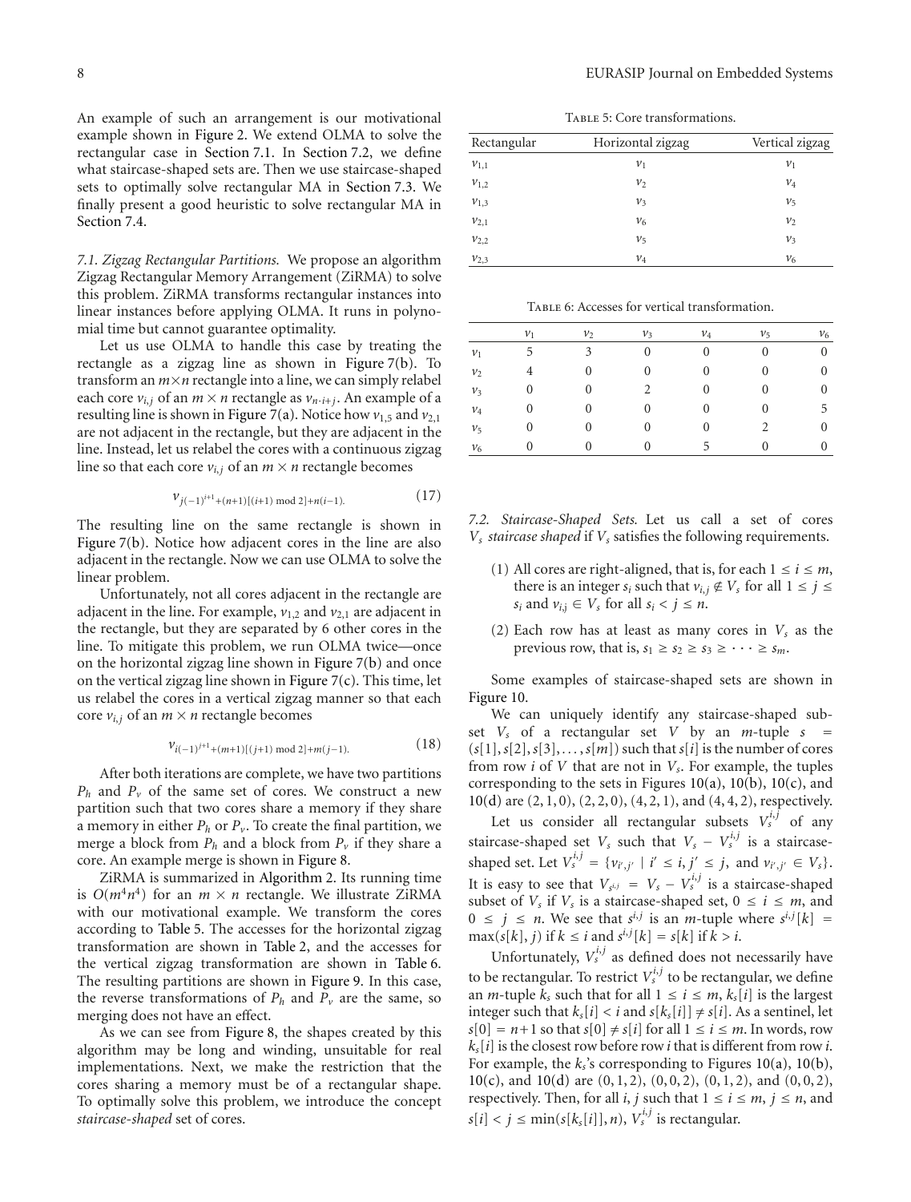An example of such an arrangement is our motivational example shown in Figure 2. We extend OLMA to solve the rectangular case in Section 7.1. In Section 7.2, we define what staircase-shaped sets are. Then we use staircase-shaped sets to optimally solve rectangular MA in Section 7.3. We finally present a good heuristic to solve rectangular MA in Section 7.4.

*7.1. Zigzag Rectangular Partitions.* We propose an algorithm Zigzag Rectangular Memory Arrangement (ZiRMA) to solve this problem. ZiRMA transforms rectangular instances into linear instances before applying OLMA. It runs in polynomial time but cannot guarantee optimality.

Let us use OLMA to handle this case by treating the rectangle as a zigzag line as shown in Figure 7(b). To transform an $m\times n$ rectangle into a line, we can simply relabel each core $v_{i,j}$ of an $m \times n$ rectangle as $v_{n\cdot i+j}$. An example of a resulting line is shown in Figure 7(a). Notice how $v_{1,5}$ and $v_{2,1}$ are not adjacent in the rectangle, but they are adjacent in the line. Instead, let us relabel the cores with a continuous zigzag line so that each core $v_{i,j}$ of an $m \times n$ rectangle becomes

$$v_{j(-1)^{i+1}+(n+1)[(i+1) \bmod 2]+n(i-1)}. \tag{17}$$

The resulting line on the same rectangle is shown in Figure 7(b). Notice how adjacent cores in the line are also adjacent in the rectangle. Now we can use OLMA to solve the linear problem.

Unfortunately, not all cores adjacent in the rectangle are adjacent in the line. For example, $v_{1,2}$ and $v_{2,1}$ are adjacent in the rectangle, but they are separated by 6 other cores in the line. To mitigate this problem, we run OLMA twice—once on the horizontal zigzag line shown in Figure 7(b) and once on the vertical zigzag line shown in Figure 7(c). This time, let us relabel the cores in a vertical zigzag manner so that each core $v_{i,j}$ of an $m \times n$ rectangle becomes

$$v_{i(-1)^{j+1}+(m+1)[(j+1) \bmod 2]+m(j-1)}. \tag{18}$$

After both iterations are complete, we have two partitions $P_h$ and $P_v$ of the same set of cores. We construct a new partition such that two cores share a memory if they share a memory in either $P_h$ or $P_v$. To create the final partition, we merge a block from $P_h$ and a block from $P_v$ if they share a core. An example merge is shown in Figure 8.

ZiRMA is summarized in Algorithm 2. Its running time is $O(m^4n^4)$ for an $m \times n$ rectangle. We illustrate ZiRMA with our motivational example. We transform the cores according to Table 5. The accesses for the horizontal zigzag transformation are shown in Table 2, and the accesses for the vertical zigzag transformation are shown in Table 6. The resulting partitions are shown in Figure 9. In this case, the reverse transformations of $P_h$ and $P_v$ are the same, so merging does not have an effect.

As we can see from Figure 8, the shapes created by this algorithm may be long and winding, unsuitable for real implementations. Next, we make the restriction that the cores sharing a memory must be of a rectangular shape. To optimally solve this problem, we introduce the concept *staircase-shaped* set of cores.

Table 5: Core transformations.

| Rectangular | Horizontal zigzag | Vertical zigzag |
|---|---|---|
| $v_{1,1}$ | $v_1$ | $v_1$ |
| $v_{1,2}$ | $v_2$ | $v_4$ |
| $v_{1,3}$ | $v_3$ | $v_5$ |
| $v_{2,1}$ | $v_6$ | $v_2$ |
| $v_{2,2}$ | $v_5$ | $v_3$ |
| $v_{2,3}$ | $v_4$ | $v_6$ |

Table 6: Accesses for vertical transformation.

| | $v_1$ | $v_2$ | $v_3$ | $v_4$ | $v_5$ | $v_6$ |
|---|---|---|---|---|---|---|
| $v_1$ | 5 | 3 | 0 | 0 | 0 | 0 |
| $v_2$ | 4 | 0 | 0 | 0 | 0 | 0 |
| $v_3$ | 0 | 0 | 2 | 0 | 0 | 0 |
| $v_4$ | 0 | 0 | 0 | 0 | 0 | 5 |
| $v_5$ | 0 | 0 | 0 | 0 | 2 | 0 |
| $v_6$ | 0 | 0 | 0 | 5 | 0 | 0 |

*7.2. Staircase-Shaped Sets.* Let us call a set of cores $V_s$ *staircase shaped* if $V_s$ satisfies the following requirements.

(1) All cores are right-aligned, that is, for each $1 \le i \le m$, there is an integer $s_i$ such that $v_{i,j} \notin V_s$ for all $1 \le j \le s_i$ and $v_{i,j} \in V_s$ for all $s_i < j \le n$.

(2) Each row has at least as many cores in $V_s$ as the previous row, that is, $s_1 \ge s_2 \ge s_3 \ge \cdots \ge s_m$.

Some examples of staircase-shaped sets are shown in Figure 10.

We can uniquely identify any staircase-shaped subset $V_s$ of a rectangular set $V$ by an $m$-tuple $s = (s[1], s[2], s[3], \dots, s[m])$ such that $s[i]$ is the number of cores from row $i$ of $V$ that are not in $V_s$. For example, the tuples corresponding to the sets in Figures 10(a), 10(b), 10(c), and 10(d) are $(2, 1, 0)$, $(2, 2, 0)$, $(4, 2, 1)$, and $(4, 4, 2)$, respectively.

Let us consider all rectangular subsets $V_s^{i,j}$ of any staircase-shaped set $V_s$ such that $V_s - V_s^{i,j}$ is a staircase-shaped set. Let $V_s^{i,j} = \{v_{i',j'} \mid i' \le i, j' \le j, \text{ and } v_{i',j'} \in V_s\}$. It is easy to see that $V_{s^{i,j}} = V_s - V_s^{i,j}$ is a staircase-shaped subset of $V_s$ if $V_s$ is a staircase-shaped set, $0 \le i \le m$, and $0 \le j \le n$. We see that $s^{i,j}$ is an $m$-tuple where $s^{i,j}[k] = \max(s[k], j)$ if $k \le i$ and $s^{i,j}[k] = s[k]$ if $k > i$.

Unfortunately, $V_s^{i,j}$ as defined does not necessarily have to be rectangular. To restrict $V_s^{i,j}$ to be rectangular, we define an $m$-tuple $k_s$ such that for all $1 \le i \le m$, $k_s[i]$ is the largest integer such that $k_s[i] < i$ and $s[k_s[i]] \ne s[i]$. As a sentinel, let $s[0] = n+1$ so that $s[0] \ne s[i]$ for all $1 \le i \le m$. In words, row $k_s[i]$ is the closest row before row $i$ that is different from row $i$. For example, the $k_s$'s corresponding to Figures 10(a), 10(b), 10(c), and 10(d) are $(0, 1, 2)$, $(0, 0, 2)$, $(0, 1, 2)$, and $(0, 0, 2)$, respectively. Then, for all $i, j$ such that $1 \le i \le m$, $j \le n$, and $s[i] < j \le \min(s[k_s[i]], n)$, $V_s^{i,j}$ is rectangular.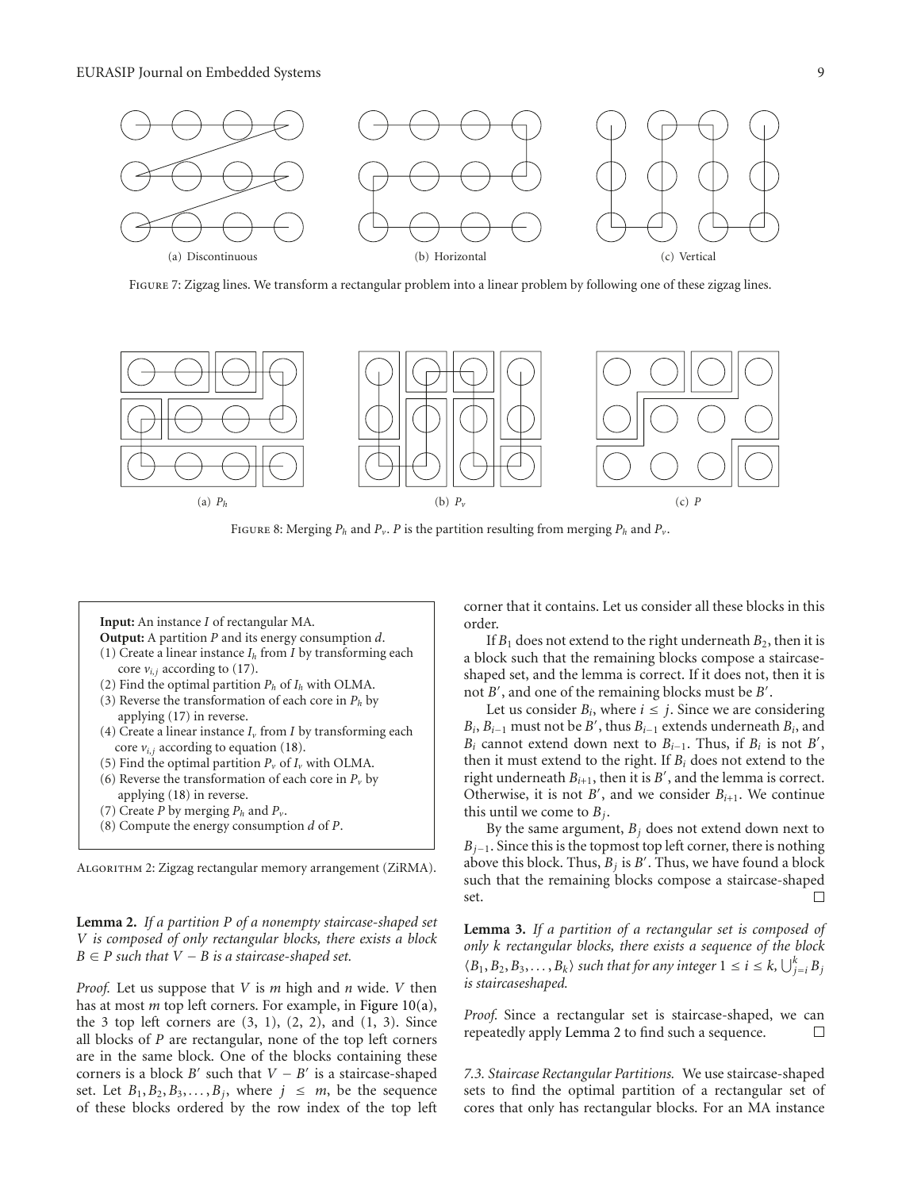Figure 7: Zigzag lines. We transform a rectangular problem into a linear problem by following one of these zigzag lines.

Figure 8: Merging $P_h$ and $P_v$. $P$ is the partition resulting from merging $P_h$ and $P_v$.

**Input:** An instance $I$ of rectangular MA.
**Output:** A partition $P$ and its energy consumption $d$.

(1) Create a linear instance $I_h$ from $I$ by transforming each core $v_{i,j}$ according to (17).
(2) Find the optimal partition $P_h$ of $I_h$ with OLMA.
(3) Reverse the transformation of each core in $P_h$ by applying (17) in reverse.
(4) Create a linear instance $I_v$ from $I$ by transforming each core $v_{i,j}$ according to equation (18).
(5) Find the optimal partition $P_v$ of $I_v$ with OLMA.
(6) Reverse the transformation of each core in $P_v$ by applying (18) in reverse.
(7) Create $P$ by merging $P_h$ and $P_v$.
(8) Compute the energy consumption $d$ of $P$.

Algorithm 2: Zigzag rectangular memory arrangement (ZiRMA).

**Lemma 2.** *If a partition $P$ of a nonempty staircase-shaped set $V$ is composed of only rectangular blocks, there exists a block $B \in P$ such that $V - B$ is a staircase-shaped set.*

*Proof.* Let us suppose that $V$ is $m$ high and $n$ wide. $V$ then has at most $m$ top left corners. For example, in Figure 10(a), the 3 top left corners are (3, 1), (2, 2), and (1, 3). Since all blocks of $P$ are rectangular, none of the top left corners are in the same block. One of the blocks containing these corners is a block $B'$ such that $V - B'$ is a staircase-shaped set. Let $B_1, B_2, B_3, \ldots, B_j$, where $j \leq m$, be the sequence of these blocks ordered by the row index of the top left corner that it contains. Let us consider all these blocks in this order.

If $B_1$ does not extend to the right underneath $B_2$, then it is a block such that the remaining blocks compose a staircase-shaped set, and the lemma is correct. If it does not, then it is not $B'$, and one of the remaining blocks must be $B'$.

Let us consider $B_i$, where $i \leq j$. Since we are considering $B_i$, $B_{i-1}$ must not be $B'$, thus $B_{i-1}$ extends underneath $B_i$, and $B_i$ cannot extend down next to $B_{i-1}$. Thus, if $B_i$ is not $B'$, then it must extend to the right. If $B_i$ does not extend to the right underneath $B_{i+1}$, then it is $B'$, and the lemma is correct. Otherwise, it is not $B'$, and we consider $B_{i+1}$. We continue this until we come to $B_j$.

By the same argument, $B_j$ does not extend down next to $B_{j-1}$. Since this is the topmost top left corner, there is nothing above this block. Thus, $B_j$ is $B'$. Thus, we have found a block such that the remaining blocks compose a staircase-shaped set. □

**Lemma 3.** *If a partition of a rectangular set is composed of only $k$ rectangular blocks, there exists a sequence of the block $\langle B_1, B_2, B_3, \ldots, B_k \rangle$ such that for any integer $1 \leq i \leq k$, $\bigcup_{j=i}^{k} B_j$ is staircaseshaped.*

*Proof.* Since a rectangular set is staircase-shaped, we can repeatedly apply Lemma 2 to find such a sequence. □

*7.3. Staircase Rectangular Partitions.* We use staircase-shaped sets to find the optimal partition of a rectangular set of cores that only has rectangular blocks. For an MA instance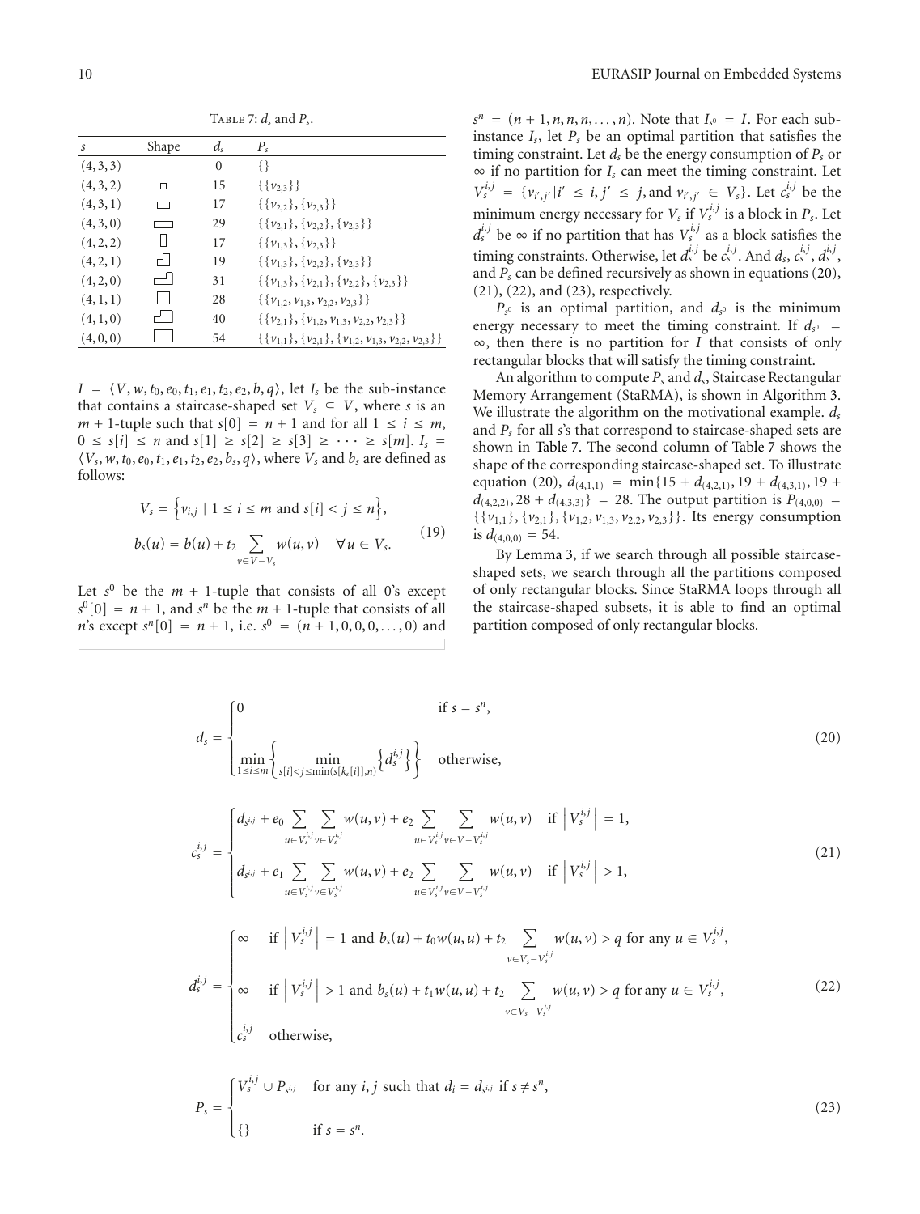TABLE 7: $d_s$ and $P_s$.

| $s$ | Shape | $d_s$ | $P_s$ |
|---|---|---|---|
| (4, 3, 3) | | 0 | {} |
| (4, 3, 2) | | 15 | $\{\{v_{2,3}\}\}$ |
| (4, 3, 1) | | 17 | $\{\{v_{2,2}\}, \{v_{2,3}\}\}$ |
| (4, 3, 0) | | 29 | $\{\{v_{2,1}\}, \{v_{2,2}\}, \{v_{2,3}\}\}$ |
| (4, 2, 2) | | 17 | $\{\{v_{1,3}\}, \{v_{2,3}\}\}$ |
| (4, 2, 1) | | 19 | $\{\{v_{1,3}\}, \{v_{2,2}\}, \{v_{2,3}\}\}$ |
| (4, 2, 0) | | 31 | $\{\{v_{1,3}\}, \{v_{2,1}\}, \{v_{2,2}\}, \{v_{2,3}\}\}$ |
| (4, 1, 1) | | 28 | $\{\{v_{1,2}, v_{1,3}, v_{2,2}, v_{2,3}\}\}$ |
| (4, 1, 0) | | 40 | $\{\{v_{2,1}\}, \{v_{1,2}, v_{1,3}, v_{2,2}, v_{2,3}\}\}$ |
| (4, 0, 0) | | 54 | $\{\{v_{1,1}\}, \{v_{2,1}\}, \{v_{1,2}, v_{1,3}, v_{2,2}, v_{2,3}\}\}$ |

$I = \langle V, w, t_0, e_0, t_1, e_1, t_2, e_2, b, q\rangle$, let $I_s$ be the sub-instance that contains a staircase-shaped set $V_s \subseteq V$, where $s$ is an $m+1$-tuple such that $s[0] = n+1$ and for all $1 \le i \le m$, $0 \le s[i] \le n$ and $s[1] \ge s[2] \ge s[3] \ge \cdots \ge s[m]$. $I_s = \langle V_s, w, t_0, e_0, t_1, e_1, t_2, e_2, b_s, q\rangle$, where $V_s$ and $b_s$ are defined as follows:

$$V_s = \left\{v_{i,j} \mid 1 \le i \le m \text{ and } s[i] < j \le n\right\},$$
$$b_s(u) = b(u) + t_2 \sum_{v \in V - V_s} w(u,v) \quad \forall u \in V_s. \tag{19}$$

Let $s^0$ be the $m+1$-tuple that consists of all 0's except $s^0[0] = n+1$, and $s^n$ be the $m+1$-tuple that consists of all $n$'s except $s^n[0] = n+1$, i.e. $s^0 = (n+1, 0, 0, 0, \ldots, 0)$ and $s^n = (n+1, n, n, n, \ldots, n)$. Note that $I_{s^0} = I$. For each sub-instance $I_s$, let $P_s$ be an optimal partition that satisfies the timing constraint. Let $d_s$ be the energy consumption of $P_s$ or $\infty$ if no partition for $I_s$ can meet the timing constraint. Let $V_s^{i,j} = \{v_{i',j'} \mid i' \le i, j' \le j, \text{and } v_{i',j'} \in V_s\}$. Let $c_s^{i,j}$ be the minimum energy necessary for $V_s$ if $V_s^{i,j}$ is a block in $P_s$. Let $d_s^{i,j}$ be $\infty$ if no partition that has $V_s^{i,j}$ as a block satisfies the timing constraints. Otherwise, let $d_s^{i,j}$ be $c_s^{i,j}$. And $d_s$, $c_s^{i,j}$, $d_s^{i,j}$, and $P_s$ can be defined recursively as shown in equations (20), (21), (22), and (23), respectively.

$P_{s^0}$ is an optimal partition, and $d_{s^0}$ is the minimum energy necessary to meet the timing constraint. If $d_{s^0} = \infty$, then there is no partition for $I$ that consists of only rectangular blocks that will satisfy the timing constraint.

An algorithm to compute $P_s$ and $d_s$, Staircase Rectangular Memory Arrangement (StaRMA), is shown in Algorithm 3. We illustrate the algorithm on the motivational example. $d_s$ and $P_s$ for all $s$'s that correspond to staircase-shaped sets are shown in Table 7. The second column of Table 7 shows the shape of the corresponding staircase-shaped set. To illustrate equation (20), $d_{(4,1,1)} = \min\{15 + d_{(4,2,1)}, 19 + d_{(4,3,1)}, 19 + d_{(4,2,2)}, 28 + d_{(4,3,3)}\} = 28$. The output partition is $P_{(4,0,0)} = \{\{v_{1,1}\}, \{v_{2,1}\}, \{v_{1,2}, v_{1,3}, v_{2,2}, v_{2,3}\}\}$. Its energy consumption is $d_{(4,0,0)} = 54$.

By Lemma 3, if we search through all possible staircase-shaped sets, we search through all the partitions composed of only rectangular blocks. Since StaRMA loops through all the staircase-shaped subsets, it is able to find an optimal partition composed of only rectangular blocks.

$$d_s = \begin{cases} 0 & \text{if } s = s^n, \\ \min\limits_{1 \le i \le m}\left\{\min\limits_{s[i] < j \le \min(s[k_s[i]], n)}\left\{d_s^{i,j}\right\}\right\} & \text{otherwise,} \end{cases} \tag{20}$$

$$c_s^{i,j} = \begin{cases} d_{s^{i,j}} + e_0 \sum\limits_{u \in V_s^{i,j}} \sum\limits_{v \in V_s^{i,j}} w(u,v) + e_2 \sum\limits_{u \in V_s^{i,j}} \sum\limits_{v \in V - V_s^{i,j}} w(u,v) & \text{if } \left|V_s^{i,j}\right| = 1, \\ d_{s^{i,j}} + e_1 \sum\limits_{u \in V_s^{i,j}} \sum\limits_{v \in V_s^{i,j}} w(u,v) + e_2 \sum\limits_{u \in V_s^{i,j}} \sum\limits_{v \in V - V_s^{i,j}} w(u,v) & \text{if } \left|V_s^{i,j}\right| > 1, \end{cases} \tag{21}$$

$$d_s^{i,j} = \begin{cases} \infty & \text{if } \left|V_s^{i,j}\right| = 1 \text{ and } b_s(u) + t_0 w(u,u) + t_2 \sum\limits_{v \in V_s - V_s^{i,j}} w(u,v) > q \text{ for any } u \in V_s^{i,j}, \\ \infty & \text{if } \left|V_s^{i,j}\right| > 1 \text{ and } b_s(u) + t_1 w(u,u) + t_2 \sum\limits_{v \in V_s - V_s^{i,j}} w(u,v) > q \text{ for any } u \in V_s^{i,j}, \\ c_s^{i,j} & \text{otherwise,} \end{cases} \tag{22}$$

$$P_s = \begin{cases} V_s^{i,j} \cup P_{s^{i,j}} & \text{for any } i, j \text{ such that } d_i = d_{s^{i,j}} \text{ if } s \ne s^n, \\ \{\} & \text{if } s = s^n. \end{cases} \tag{23}$$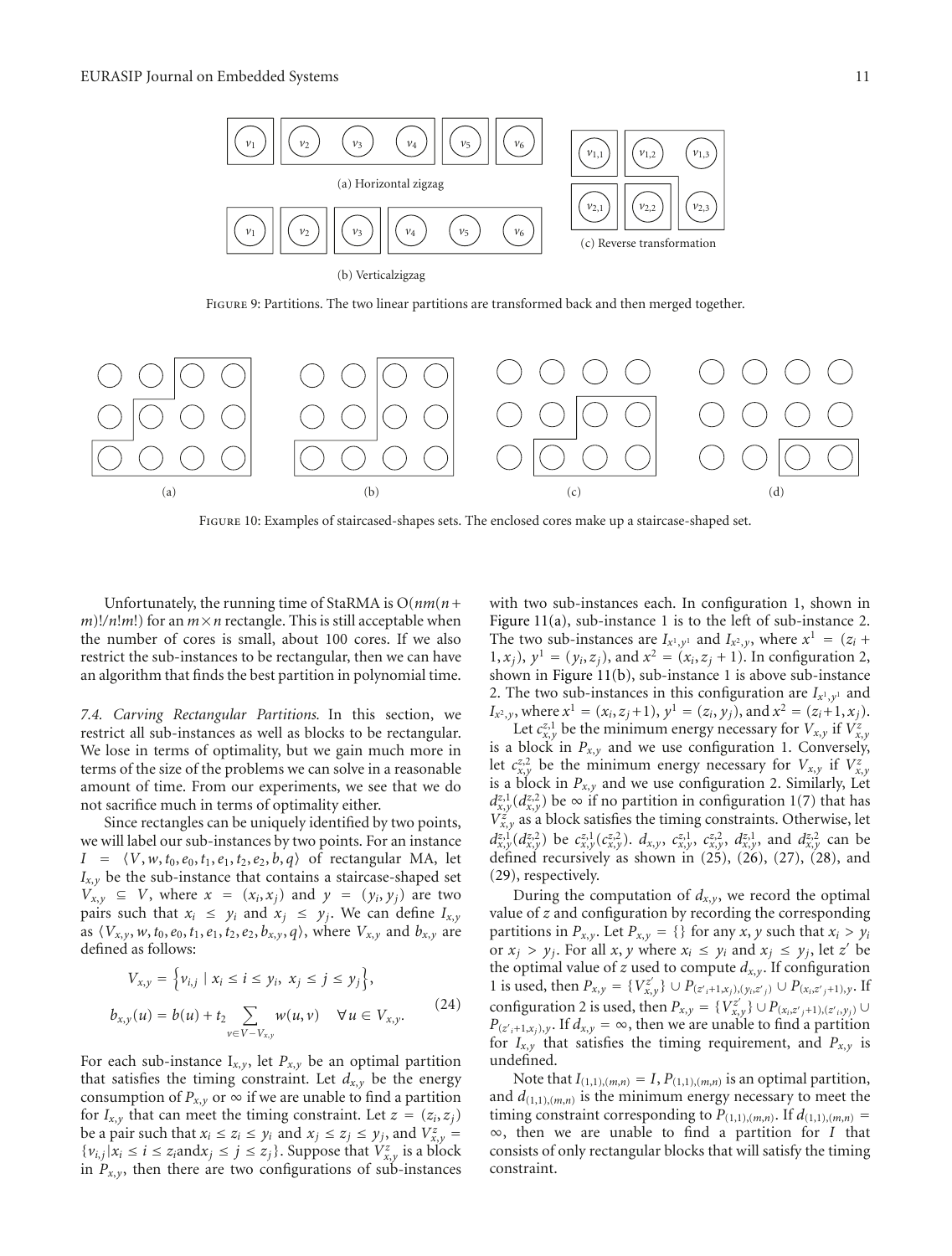(a) Horizontal zigzag

(b) Verticalzigzag

(c) Reverse transformation

Figure 9: Partitions. The two linear partitions are transformed back and then merged together.

(a) (b) (c) (d)

Figure 10: Examples of staircased-shapes sets. The enclosed cores make up a staircase-shaped set.

Unfortunately, the running time of StaRMA is $O(nm(n+m)!/n!m!)$ for an $m \times n$ rectangle. This is still acceptable when the number of cores is small, about 100 cores. If we also restrict the sub-instances to be rectangular, then we can have an algorithm that finds the best partition in polynomial time.

*7.4. Carving Rectangular Partitions.* In this section, we restrict all sub-instances as well as blocks to be rectangular. We lose in terms of optimality, but we gain much more in terms of the size of the problems we can solve in a reasonable amount of time. From our experiments, we see that we do not sacrifice much in terms of optimality either.

Since rectangles can be uniquely identified by two points, we will label our sub-instances by two points. For an instance $I = \langle V, w, t_0, e_0, t_1, e_1, t_2, e_2, b, q \rangle$ of rectangular MA, let $I_{x,y}$ be the sub-instance that contains a staircase-shaped set $V_{x,y} \subseteq V$, where $x = (x_i, x_j)$ and $y = (y_i, y_j)$ are two pairs such that $x_i \leq y_i$ and $x_j \leq y_j$. We can define $I_{x,y}$ as $\langle V_{x,y}, w, t_0, e_0, t_1, e_1, t_2, e_2, b_{x,y}, q \rangle$, where $V_{x,y}$ and $b_{x,y}$ are defined as follows:

$$
\begin{aligned}
V_{x,y} &= \left\{ v_{i,j} \mid x_i \leq i \leq y_i,\ x_j \leq j \leq y_j \right\}, \\
b_{x,y}(u) &= b(u) + t_2 \sum_{v \in V - V_{x,y}} w(u,v) \quad \forall u \in V_{x,y}.
\end{aligned}
\tag{24}
$$

For each sub-instance $I_{x,y}$, let $P_{x,y}$ be an optimal partition that satisfies the timing constraint. Let $d_{x,y}$ be the energy consumption of $P_{x,y}$ or $\infty$ if we are unable to find a partition for $I_{x,y}$ that can meet the timing constraint. Let $z = (z_i, z_j)$ be a pair such that $x_i \leq z_i \leq y_i$ and $x_j \leq z_j \leq y_j$, and $V^z_{x,y} = \{v_{i,j} \mid x_i \leq i \leq z_i \text{and} x_j \leq j \leq z_j\}$. Suppose that $V^z_{x,y}$ is a block in $P_{x,y}$, then there are two configurations of sub-instances with two sub-instances each. In configuration 1, shown in Figure 11(a), sub-instance 1 is to the left of sub-instance 2. The two sub-instances are $I_{x^1,y^1}$ and $I_{x^2,y}$, where $x^1 = (z_i + 1, x_j)$, $y^1 = (y_i, z_j)$, and $x^2 = (x_i, z_j + 1)$. In configuration 2, shown in Figure 11(b), sub-instance 1 is above sub-instance 2. The two sub-instances in this configuration are $I_{x^1,y^1}$ and $I_{x^2,y}$, where $x^1 = (x_i, z_j+1)$, $y^1 = (z_i, y_j)$, and $x^2 = (z_i+1, x_j)$.

Let $c^{z,1}_{x,y}$ be the minimum energy necessary for $V_{x,y}$ if $V^z_{x,y}$ is a block in $P_{x,y}$ and we use configuration 1. Conversely, let $c^{z,2}_{x,y}$ be the minimum energy necessary for $V_{x,y}$ if $V^z_{x,y}$ is a block in $P_{x,y}$ and we use configuration 2. Similarly, Let $d^{z,1}_{x,y}(d^{z,2}_{x,y})$ be $\infty$ if no partition in configuration 1(7) that has $V^z_{x,y}$ as a block satisfies the timing constraints. Otherwise, let $d^{z,1}_{x,y}(d^{z,2}_{x,y})$ be $c^{z,1}_{x,y}(c^{z,2}_{x,y})$. $d_{x,y}$, $c^{z,1}_{x,y}$, $c^{z,2}_{x,y}$, $d^{z,1}_{x,y}$, and $d^{z,2}_{x,y}$ can be defined recursively as shown in (25), (26), (27), (28), and (29), respectively.

During the computation of $d_{x,y}$, we record the optimal value of $z$ and configuration by recording the corresponding partitions in $P_{x,y}$. Let $P_{x,y} = \{\}$ for any $x, y$ such that $x_i > y_i$ or $x_j > y_j$. For all $x, y$ where $x_i \leq y_i$ and $x_j \leq y_j$, let $z'$ be the optimal value of $z$ used to compute $d_{x,y}$. If configuration 1 is used, then $P_{x,y} = \{V^{z'}_{x,y}\} \cup P_{(z'_i+1,x_j),(y_i,z'_j)} \cup P_{(x_i,z'_j+1),y}$. If configuration 2 is used, then $P_{x,y} = \{V^{z'}_{x,y}\} \cup P_{(x_i,z'_j+1),(z'_i,y_j)} \cup P_{(z'_i+1,x_j),y}$. If $d_{x,y} = \infty$, then we are unable to find a partition for $I_{x,y}$ that satisfies the timing requirement, and $P_{x,y}$ is undefined.

Note that $I_{(1,1),(m,n)} = I$, $P_{(1,1),(m,n)}$ is an optimal partition, and $d_{(1,1),(m,n)}$ is the minimum energy necessary to meet the timing constraint corresponding to $P_{(1,1),(m,n)}$. If $d_{(1,1),(m,n)} = \infty$, then we are unable to find a partition for $I$ that consists of only rectangular blocks that will satisfy the timing constraint.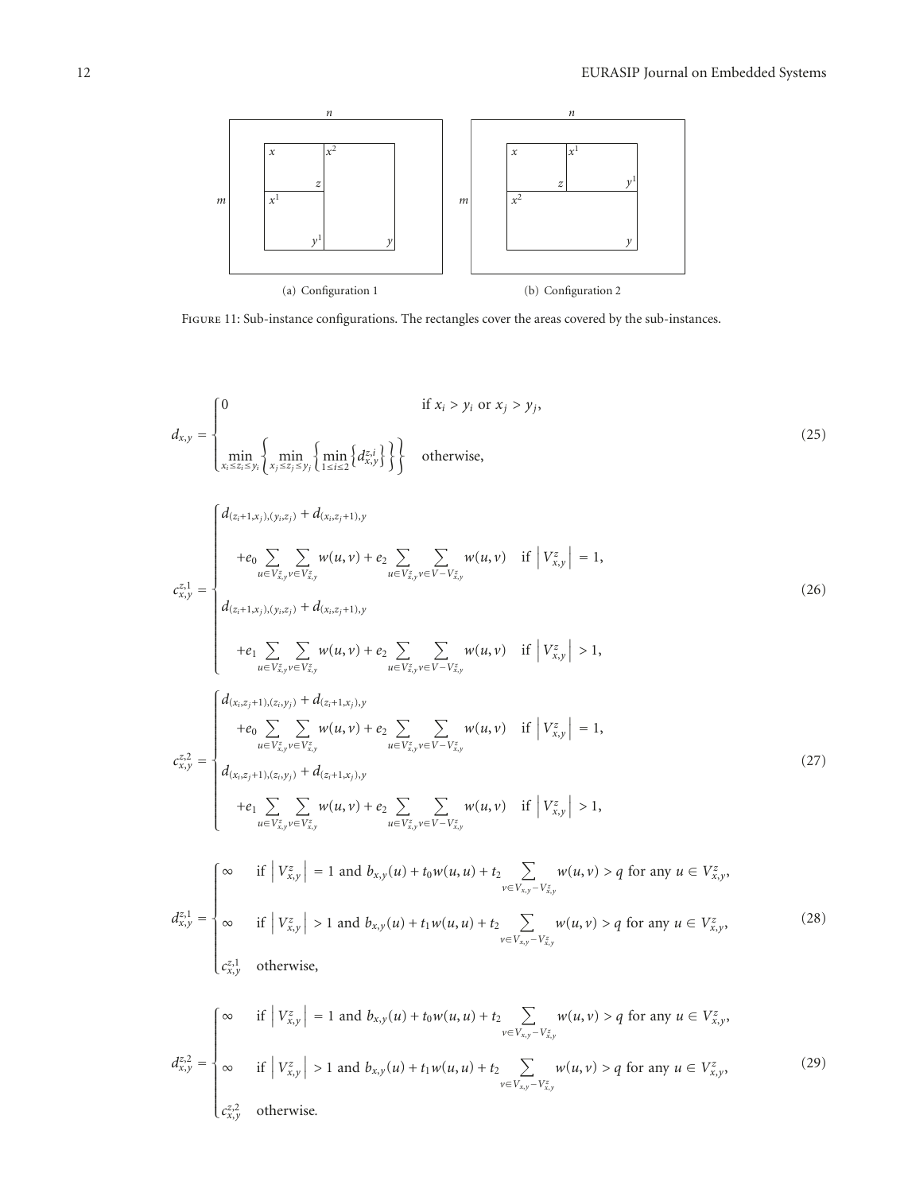(a) Configuration 1

(b) Configuration 2

Figure 11: Sub-instance configurations. The rectangles cover the areas covered by the sub-instances.

$$
d_{x,y} = \begin{cases} 0 & \text{if } x_i > y_i \text{ or } x_j > y_j, \\ \min\limits_{x_i \le z_i \le y_i} \left\{ \min\limits_{x_j \le z_j \le y_j} \left\{ \min\limits_{1 \le i \le 2} \left\{ d_{x,y}^{z,i} \right\} \right\} \right\} & \text{otherwise,} \end{cases} \tag{25}
$$

$$
c_{x,y}^{z,1} = \begin{cases} d_{(z_i+1,x_j),(y_i,z_j)} + d_{(x_i,z_j+1),y} \\ \quad + e_0 \sum\limits_{u \in V_{x,y}^z} \sum\limits_{v \in V_{x,y}^z} w(u,v) + e_2 \sum\limits_{u \in V_{x,y}^z} \sum\limits_{v \in V - V_{x,y}^z} w(u,v) & \text{if } \left| V_{x,y}^z \right| = 1, \\ d_{(z_i+1,x_j),(y_i,z_j)} + d_{(x_i,z_j+1),y} \\ \quad + e_1 \sum\limits_{u \in V_{x,y}^z} \sum\limits_{v \in V_{x,y}^z} w(u,v) + e_2 \sum\limits_{u \in V_{x,y}^z} \sum\limits_{v \in V - V_{x,y}^z} w(u,v) & \text{if } \left| V_{x,y}^z \right| > 1, \end{cases} \tag{26}
$$

$$
c_{x,y}^{z,2} = \begin{cases} d_{(x_i,z_j+1),(z_i,y_j)} + d_{(z_i+1,x_j),y} \\ \quad + e_0 \sum\limits_{u \in V_{x,y}^z} \sum\limits_{v \in V_{x,y}^z} w(u,v) + e_2 \sum\limits_{u \in V_{x,y}^z} \sum\limits_{v \in V - V_{x,y}^z} w(u,v) & \text{if } \left| V_{x,y}^z \right| = 1, \\ d_{(x_i,z_j+1),(z_i,y_j)} + d_{(z_i+1,x_j),y} \\ \quad + e_1 \sum\limits_{u \in V_{x,y}^z} \sum\limits_{v \in V_{x,y}^z} w(u,v) + e_2 \sum\limits_{u \in V_{x,y}^z} \sum\limits_{v \in V - V_{x,y}^z} w(u,v) & \text{if } \left| V_{x,y}^z \right| > 1, \end{cases} \tag{27}
$$

$$
d_{x,y}^{z,1} = \begin{cases} \infty & \text{if } \left| V_{x,y}^z \right| = 1 \text{ and } b_{x,y}(u) + t_0 w(u,u) + t_2 \sum\limits_{v \in V_{x,y} - V_{x,y}^z} w(u,v) > q \text{ for any } u \in V_{x,y}^z, \\ \infty & \text{if } \left| V_{x,y}^z \right| > 1 \text{ and } b_{x,y}(u) + t_1 w(u,u) + t_2 \sum\limits_{v \in V_{x,y} - V_{x,y}^z} w(u,v) > q \text{ for any } u \in V_{x,y}^z, \\ c_{x,y}^{z,1} & \text{otherwise,} \end{cases} \tag{28}
$$

$$
d_{x,y}^{z,2} = \begin{cases} \infty & \text{if } \left| V_{x,y}^z \right| = 1 \text{ and } b_{x,y}(u) + t_0 w(u,u) + t_2 \sum\limits_{v \in V_{x,y} - V_{x,y}^z} w(u,v) > q \text{ for any } u \in V_{x,y}^z, \\ \infty & \text{if } \left| V_{x,y}^z \right| > 1 \text{ and } b_{x,y}(u) + t_1 w(u,u) + t_2 \sum\limits_{v \in V_{x,y} - V_{x,y}^z} w(u,v) > q \text{ for any } u \in V_{x,y}^z, \\ c_{x,y}^{z,2} & \text{otherwise.} \end{cases} \tag{29}
$$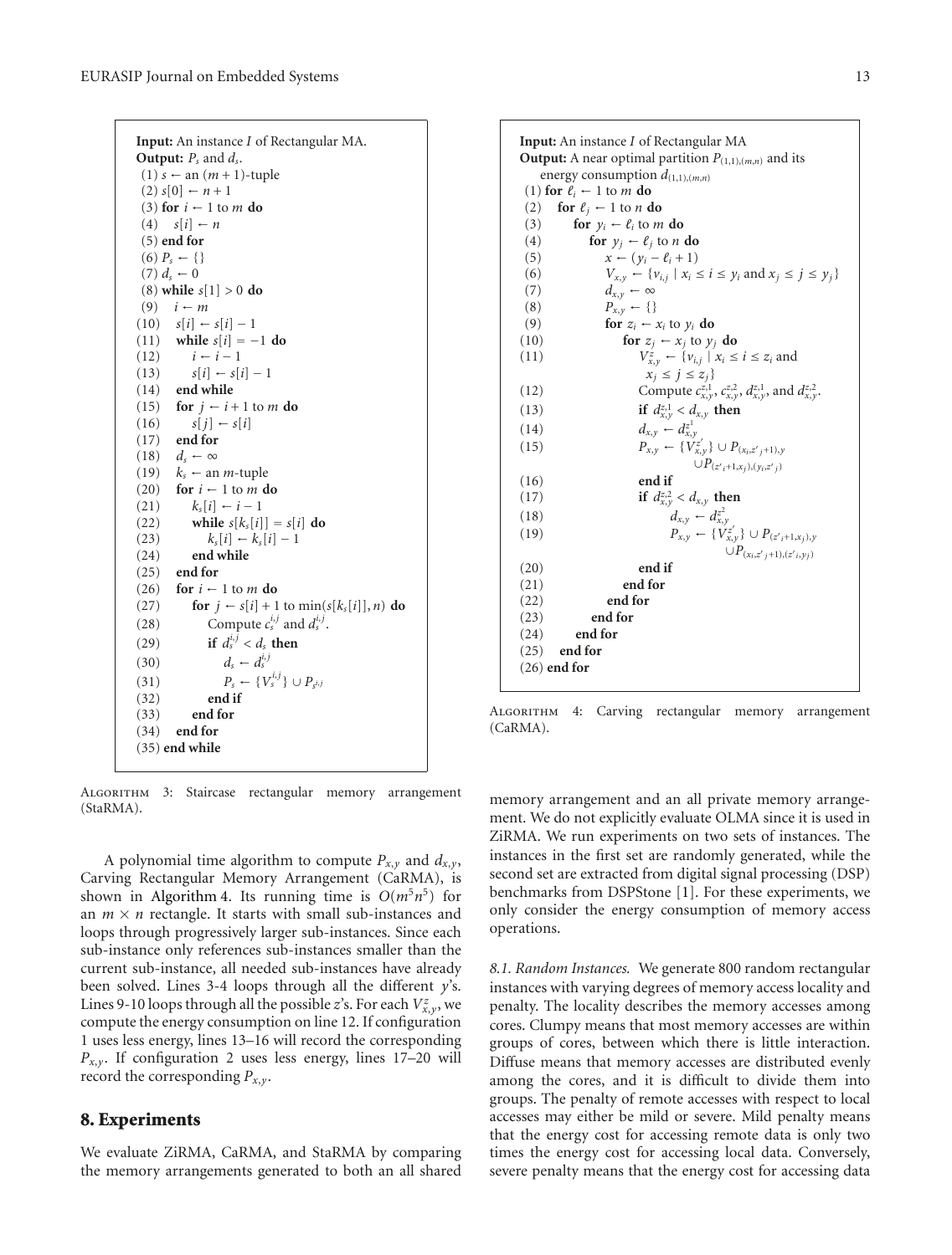```
Input: An instance I of Rectangular MA.
Output: P_s and d_s.
 (1) s ← an (m + 1)-tuple
 (2) s[0] ← n + 1
 (3) for i ← 1 to m do
 (4)   s[i] ← n
 (5) end for
 (6) P_s ← {}
 (7) d_s ← 0
 (8) while s[1] > 0 do
 (9)   i ← m
(10)   s[i] ← s[i] − 1
(11)   while s[i] = −1 do
(12)     i ← i − 1
(13)     s[i] ← s[i] − 1
(14)   end while
(15)   for j ← i + 1 to m do
(16)     s[j] ← s[i]
(17)   end for
(18)   d_s ← ∞
(19)   k_s ← an m-tuple
(20)   for i ← 1 to m do
(21)     k_s[i] ← i − 1
(22)     while s[k_s[i]] = s[i] do
(23)       k_s[i] ← k_s[i] − 1
(24)     end while
(25)   end for
(26)   for i ← 1 to m do
(27)     for j ← s[i] + 1 to min(s[k_s[i]], n) do
(28)       Compute c_s^{i,j} and d_s^{i,j}.
(29)       if d_s^{i,j} < d_s then
(30)         d_s ← d_s^{i,j}
(31)         P_s ← {V_s^{i,j}} ∪ P_{s^{i,j}}
(32)       end if
(33)     end for
(34)   end for
(35) end while
```

Algorithm 3: Staircase rectangular memory arrangement (StaRMA).

```
Input: An instance I of Rectangular MA
Output: A near optimal partition P_{(1,1),(m,n)} and its
    energy consumption d_{(1,1),(m,n)}
 (1) for ℓ_i ← 1 to m do
 (2)   for ℓ_j ← 1 to n do
 (3)     for y_i ← ℓ_i to m do
 (4)       for y_j ← ℓ_j to n do
 (5)         x ← (y_i − ℓ_i + 1)
 (6)         V_{x,y} ← {v_{i,j} | x_i ≤ i ≤ y_i and x_j ≤ j ≤ y_j}
 (7)         d_{x,y} ← ∞
 (8)         P_{x,y} ← {}
 (9)         for z_i ← x_i to y_i do
(10)           for z_j ← x_j to y_j do
(11)             V_{x,y}^z ← {v_{i,j} | x_i ≤ i ≤ z_i and
                   x_j ≤ j ≤ z_j}
(12)             Compute c_{x,y}^{z,1}, c_{x,y}^{z,2}, d_{x,y}^{z,1}, and d_{x,y}^{z,2}.
(13)             if d_{x,y}^{z,1} < d_{x,y} then
(14)               d_{x,y} ← d_{x,y}^{z,1}
(15)               P_{x,y} ← {V_{x,y}^{z'}} ∪ P_{(x_i,z'_j+1),y}
                             ∪ P_{(z'_i+1,x_j),(y_i,z'_j)}
(16)             end if
(17)             if d_{x,y}^{z,2} < d_{x,y} then
(18)               d_{x,y} ← d_{x,y}^{z,2}
(19)               P_{x,y} ← {V_{x,y}^{z'}} ∪ P_{(z'_i+1,x_j),y}
                             ∪ P_{(x_i,z'_j+1),(z'_i,y_j)}
(20)             end if
(21)           end for
(22)         end for
(23)       end for
(24)     end for
(25)   end for
(26) end for
```

Algorithm 4: Carving rectangular memory arrangement (CaRMA).

A polynomial time algorithm to compute $P_{x,y}$ and $d_{x,y}$, Carving Rectangular Memory Arrangement (CaRMA), is shown in Algorithm 4. Its running time is $O(m^5n^5)$ for an $m \times n$ rectangle. It starts with small sub-instances and loops through progressively larger sub-instances. Since each sub-instance only references sub-instances smaller than the current sub-instance, all needed sub-instances have already been solved. Lines 3-4 loops through all the different $y$'s. Lines 9-10 loops through all the possible $z$'s. For each $V_{x,y}^z$, we compute the energy consumption on line 12. If configuration 1 uses less energy, lines 13–16 will record the corresponding $P_{x,y}$. If configuration 2 uses less energy, lines 17–20 will record the corresponding $P_{x,y}$.

## 8. Experiments

We evaluate ZiRMA, CaRMA, and StaRMA by comparing the memory arrangements generated to both an all shared memory arrangement and an all private memory arrangement. We do not explicitly evaluate OLMA since it is used in ZiRMA. We run experiments on two sets of instances. The instances in the first set are randomly generated, while the second set are extracted from digital signal processing (DSP) benchmarks from DSPStone [1]. For these experiments, we only consider the energy consumption of memory access operations.

*8.1. Random Instances.* We generate 800 random rectangular instances with varying degrees of memory access locality and penalty. The locality describes the memory accesses among cores. Clumpy means that most memory accesses are within groups of cores, between which there is little interaction. Diffuse means that memory accesses are distributed evenly among the cores, and it is difficult to divide them into groups. The penalty of remote accesses with respect to local accesses may either be mild or severe. Mild penalty means that the energy cost for accessing remote data is only two times the energy cost for accessing local data. Conversely, severe penalty means that the energy cost for accessing data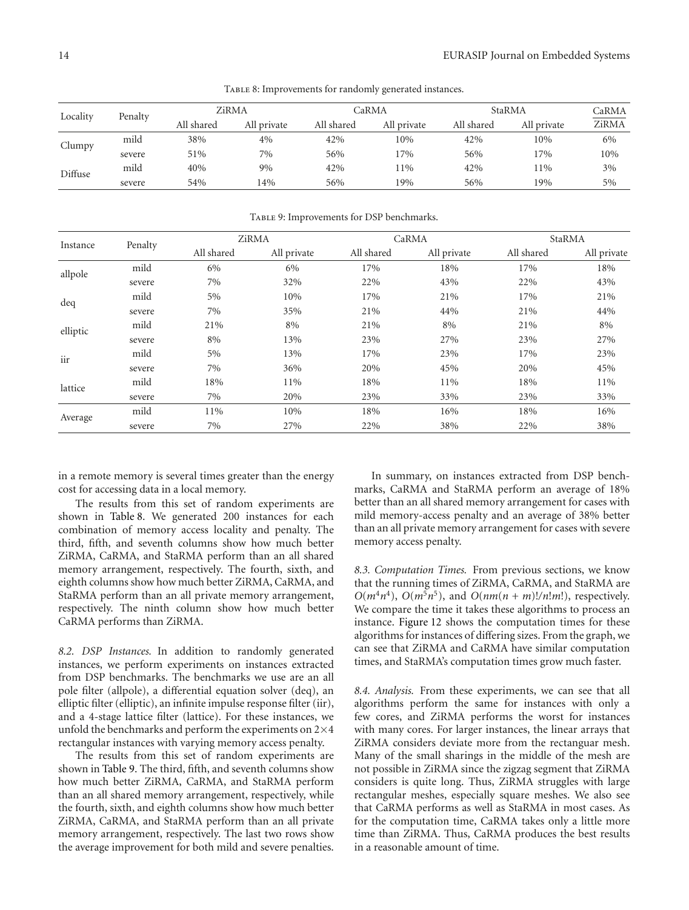Table 8: Improvements for randomly generated instances.

| Locality | Penalty | ZiRMA | | CaRMA | | StaRMA | | CaRMA/ZiRMA |
|---|---|---|---|---|---|---|---|---|
| | | All shared | All private | All shared | All private | All shared | All private | |
| Clumpy | mild | 38% | 4% | 42% | 10% | 42% | 10% | 6% |
| | severe | 51% | 7% | 56% | 17% | 56% | 17% | 10% |
| Diffuse | mild | 40% | 9% | 42% | 11% | 42% | 11% | 3% |
| | severe | 54% | 14% | 56% | 19% | 56% | 19% | 5% |

Table 9: Improvements for DSP benchmarks.

| Instance | Penalty | ZiRMA | | CaRMA | | StaRMA | |
|---|---|---|---|---|---|---|---|
| | | All shared | All private | All shared | All private | All shared | All private |
| allpole | mild | 6% | 6% | 17% | 18% | 17% | 18% |
| | severe | 7% | 32% | 22% | 43% | 22% | 43% |
| deq | mild | 5% | 10% | 17% | 21% | 17% | 21% |
| | severe | 7% | 35% | 21% | 44% | 21% | 44% |
| elliptic | mild | 21% | 8% | 21% | 8% | 21% | 8% |
| | severe | 8% | 13% | 23% | 27% | 23% | 27% |
| iir | mild | 5% | 13% | 17% | 23% | 17% | 23% |
| | severe | 7% | 36% | 20% | 45% | 20% | 45% |
| lattice | mild | 18% | 11% | 18% | 11% | 18% | 11% |
| | severe | 7% | 20% | 23% | 33% | 23% | 33% |
| Average | mild | 11% | 10% | 18% | 16% | 18% | 16% |
| | severe | 7% | 27% | 22% | 38% | 22% | 38% |

in a remote memory is several times greater than the energy cost for accessing data in a local memory.

The results from this set of random experiments are shown in Table 8. We generated 200 instances for each combination of memory access locality and penalty. The third, fifth, and seventh columns show how much better ZiRMA, CaRMA, and StaRMA perform than an all shared memory arrangement, respectively. The fourth, sixth, and eighth columns show how much better ZiRMA, CaRMA, and StaRMA perform than an all private memory arrangement, respectively. The ninth column show how much better CaRMA performs than ZiRMA.

*8.2. DSP Instances.* In addition to randomly generated instances, we perform experiments on instances extracted from DSP benchmarks. The benchmarks we use are an all pole filter (allpole), a differential equation solver (deq), an elliptic filter (elliptic), an infinite impulse response filter (iir), and a 4-stage lattice filter (lattice). For these instances, we unfold the benchmarks and perform the experiments on $2\times4$ rectangular instances with varying memory access penalty.

The results from this set of random experiments are shown in Table 9. The third, fifth, and seventh columns show how much better ZiRMA, CaRMA, and StaRMA perform than an all shared memory arrangement, respectively, while the fourth, sixth, and eighth columns show how much better ZiRMA, CaRMA, and StaRMA perform than an all private memory arrangement, respectively. The last two rows show the average improvement for both mild and severe penalties.

In summary, on instances extracted from DSP benchmarks, CaRMA and StaRMA perform an average of 18% better than an all shared memory arrangement for cases with mild memory-access penalty and an average of 38% better than an all private memory arrangement for cases with severe memory access penalty.

*8.3. Computation Times.* From previous sections, we know that the running times of ZiRMA, CaRMA, and StaRMA are $O(m^4n^4)$, $O(m^5n^5)$, and $O(nm(n+m)!/n!m!)$, respectively. We compare the time it takes these algorithms to process an instance. Figure 12 shows the computation times for these algorithms for instances of differing sizes. From the graph, we can see that ZiRMA and CaRMA have similar computation times, and StaRMA's computation times grow much faster.

*8.4. Analysis.* From these experiments, we can see that all algorithms perform the same for instances with only a few cores, and ZiRMA performs the worst for instances with many cores. For larger instances, the linear arrays that ZiRMA considers deviate more from the rectanguar mesh. Many of the small sharings in the middle of the mesh are not possible in ZiRMA since the zigzag segment that ZiRMA considers is quite long. Thus, ZiRMA struggles with large rectangular meshes, especially square meshes. We also see that CaRMA performs as well as StaRMA in most cases. As for the computation time, CaRMA takes only a little more time than ZiRMA. Thus, CaRMA produces the best results in a reasonable amount of time.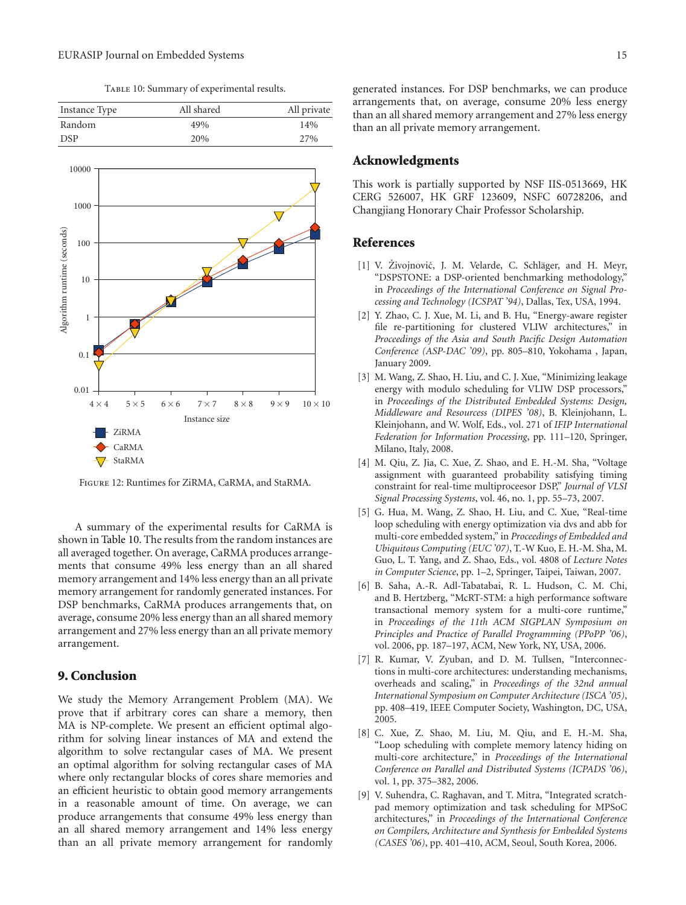Table 10: Summary of experimental results.

| Instance Type | All shared | All private |
|---|---|---|
| Random | 49% | 14% |
| DSP | 20% | 27% |

Figure 12: Runtimes for ZiRMA, CaRMA, and StaRMA.

A summary of the experimental results for CaRMA is shown in Table 10. The results from the random instances are all averaged together. On average, CaRMA produces arrangements that consume 49% less energy than an all shared memory arrangement and 14% less energy than an all private memory arrangement for randomly generated instances. For DSP benchmarks, CaRMA produces arrangements that, on average, consume 20% less energy than an all shared memory arrangement and 27% less energy than an all private memory arrangement.

## 9. Conclusion

We study the Memory Arrangement Problem (MA). We prove that if arbitrary cores can share a memory, then MA is NP-complete. We present an efficient optimal algorithm for solving linear instances of MA and extend the algorithm to solve rectangular cases of MA. We present an optimal algorithm for solving rectangular cases of MA where only rectangular blocks of cores share memories and an efficient heuristic to obtain good memory arrangements in a reasonable amount of time. On average, we can produce arrangements that consume 49% less energy than an all shared memory arrangement and 14% less energy than an all private memory arrangement for randomly generated instances. For DSP benchmarks, we can produce arrangements that, on average, consume 20% less energy than an all shared memory arrangement and 27% less energy than an all private memory arrangement.

## Acknowledgments

This work is partially supported by NSF IIS-0513669, HK CERG 526007, HK GRF 123609, NSFC 60728206, and Changjiang Honorary Chair Professor Scholarship.

## References

[1] V. Živojnović, J. M. Velarde, C. Schläger, and H. Meyr, "DSPSTONE: a DSP-oriented benchmarking methodology," in *Proceedings of the International Conference on Signal Processing and Technology (ICSPAT '94)*, Dallas, Tex, USA, 1994.

[2] Y. Zhao, C. J. Xue, M. Li, and B. Hu, "Energy-aware register file re-partitioning for clustered VLIW architectures," in *Proceedings of the Asia and South Pacific Design Automation Conference (ASP-DAC '09)*, pp. 805–810, Yokohama , Japan, January 2009.

[3] M. Wang, Z. Shao, H. Liu, and C. J. Xue, "Minimizing leakage energy with modulo scheduling for VLIW DSP processors," in *Proceedings of the Distributed Embedded Systems: Design, Middleware and Resources (DIPES '08)*, B. Kleinjohann, L. Kleinjohann, and W. Wolf, Eds., vol. 271 of *IFIP International Federation for Information Processing*, pp. 111–120, Springer, Milano, Italy, 2008.

[4] M. Qiu, Z. Jia, C. Xue, Z. Shao, and E. H.-M. Sha, "Voltage assignment with guaranteed probability satisfying timing constraint for real-time multiproceesor DSP," *Journal of VLSI Signal Processing Systems*, vol. 46, no. 1, pp. 55–73, 2007.

[5] G. Hua, M. Wang, Z. Shao, H. Liu, and C. Xue, "Real-time loop scheduling with energy optimization via dvs and abb for multi-core embedded system," in *Proceedings of Embedded and Ubiquitous Computing (EUC '07)*, T.-W Kuo, E. H.-M. Sha, M. Guo, L. T. Yang, and Z. Shao, Eds., vol. 4808 of *Lecture Notes in Computer Science*, pp. 1–2, Springer, Taipei, Taiwan, 2007.

[6] B. Saha, A.-R. Adl-Tabatabai, R. L. Hudson, C. M. Chi, and B. Hertzberg, "McRT-STM: a high performance software transactional memory system for a multi-core runtime," in *Proceedings of the 11th ACM SIGPLAN Symposium on Principles and Practice of Parallel Programming (PPoPP '06)*, vol. 2006, pp. 187–197, ACM, New York, NY, USA, 2006.

[7] R. Kumar, V. Zyuban, and D. M. Tullsen, "Interconnections in multi-core architectures: understanding mechanisms, overheads and scaling," in *Proceedings of the 32nd annual International Symposium on Computer Architecture (ISCA '05)*, pp. 408–419, IEEE Computer Society, Washington, DC, USA, 2005.

[8] C. Xue, Z. Shao, M. Liu, M. Qiu, and E. H.-M. Sha, "Loop scheduling with complete memory latency hiding on multi-core architecture," in *Proceedings of the International Conference on Parallel and Distributed Systems (ICPADS '06)*, vol. 1, pp. 375–382, 2006.

[9] V. Suhendra, C. Raghavan, and T. Mitra, "Integrated scratchpad memory optimization and task scheduling for MPSoC architectures," in *Proceedings of the International Conference on Compilers, Architecture and Synthesis for Embedded Systems (CASES '06)*, pp. 401–410, ACM, Seoul, South Korea, 2006.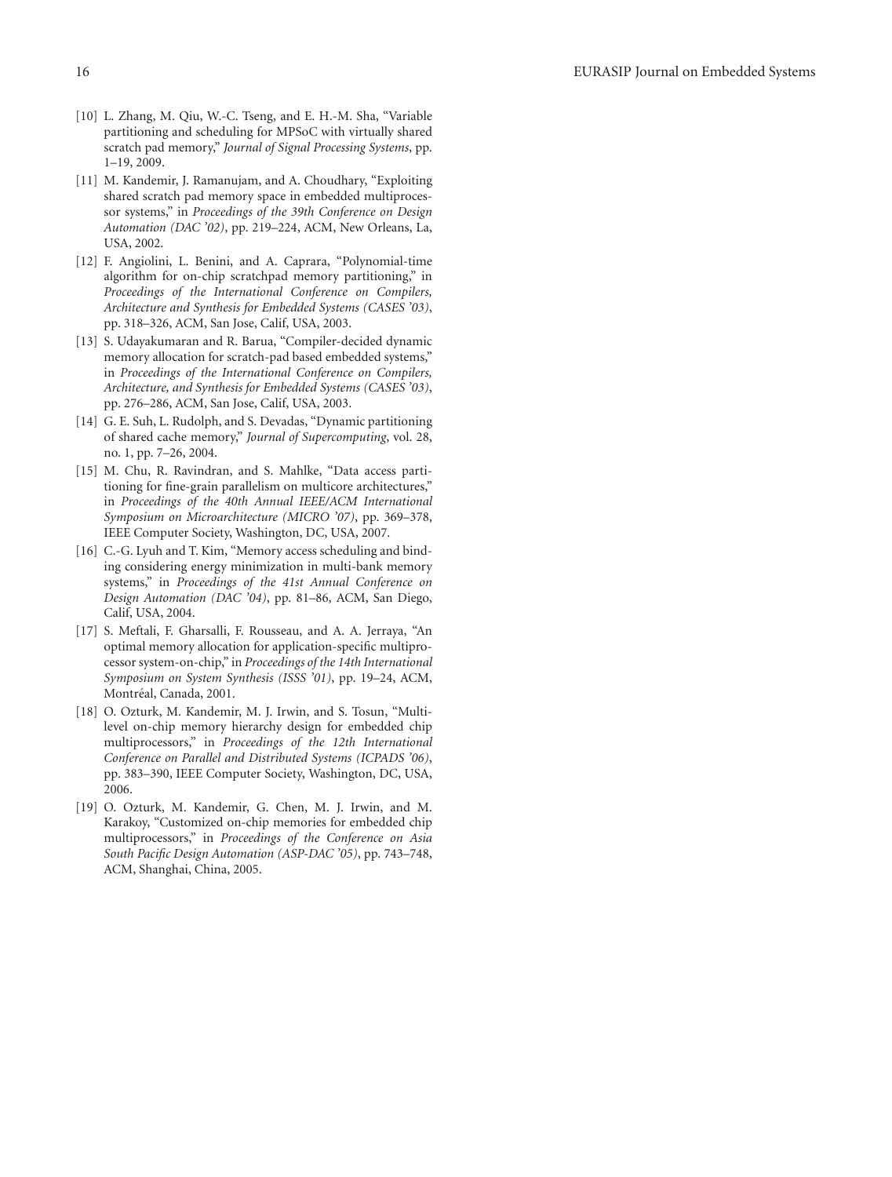[10] L. Zhang, M. Qiu, W.-C. Tseng, and E. H.-M. Sha, "Variable partitioning and scheduling for MPSoC with virtually shared scratch pad memory," *Journal of Signal Processing Systems*, pp. 1–19, 2009.

[11] M. Kandemir, J. Ramanujam, and A. Choudhary, "Exploiting shared scratch pad memory space in embedded multiprocessor systems," in *Proceedings of the 39th Conference on Design Automation (DAC '02)*, pp. 219–224, ACM, New Orleans, La, USA, 2002.

[12] F. Angiolini, L. Benini, and A. Caprara, "Polynomial-time algorithm for on-chip scratchpad memory partitioning," in *Proceedings of the International Conference on Compilers, Architecture and Synthesis for Embedded Systems (CASES '03)*, pp. 318–326, ACM, San Jose, Calif, USA, 2003.

[13] S. Udayakumaran and R. Barua, "Compiler-decided dynamic memory allocation for scratch-pad based embedded systems," in *Proceedings of the International Conference on Compilers, Architecture, and Synthesis for Embedded Systems (CASES '03)*, pp. 276–286, ACM, San Jose, Calif, USA, 2003.

[14] G. E. Suh, L. Rudolph, and S. Devadas, "Dynamic partitioning of shared cache memory," *Journal of Supercomputing*, vol. 28, no. 1, pp. 7–26, 2004.

[15] M. Chu, R. Ravindran, and S. Mahlke, "Data access partitioning for fine-grain parallelism on multicore architectures," in *Proceedings of the 40th Annual IEEE/ACM International Symposium on Microarchitecture (MICRO '07)*, pp. 369–378, IEEE Computer Society, Washington, DC, USA, 2007.

[16] C.-G. Lyuh and T. Kim, "Memory access scheduling and binding considering energy minimization in multi-bank memory systems," in *Proceedings of the 41st Annual Conference on Design Automation (DAC '04)*, pp. 81–86, ACM, San Diego, Calif, USA, 2004.

[17] S. Meftali, F. Gharsalli, F. Rousseau, and A. A. Jerraya, "An optimal memory allocation for application-specific multiprocessor system-on-chip," in *Proceedings of the 14th International Symposium on System Synthesis (ISSS '01)*, pp. 19–24, ACM, Montréal, Canada, 2001.

[18] O. Ozturk, M. Kandemir, M. J. Irwin, and S. Tosun, "Multilevel on-chip memory hierarchy design for embedded chip multiprocessors," in *Proceedings of the 12th International Conference on Parallel and Distributed Systems (ICPADS '06)*, pp. 383–390, IEEE Computer Society, Washington, DC, USA, 2006.

[19] O. Ozturk, M. Kandemir, G. Chen, M. J. Irwin, and M. Karakoy, "Customized on-chip memories for embedded chip multiprocessors," in *Proceedings of the Conference on Asia South Pacific Design Automation (ASP-DAC '05)*, pp. 743–748, ACM, Shanghai, China, 2005.